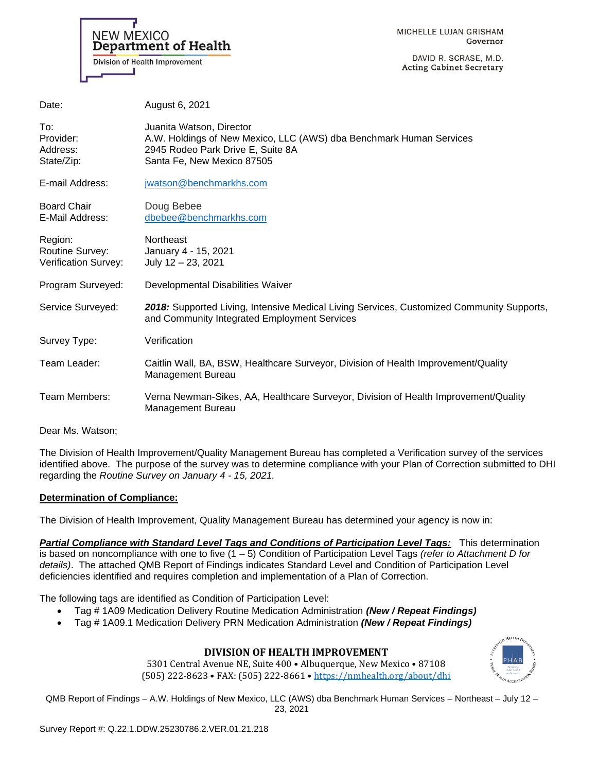NEW MEXICO
**Department of Health**
Division of Health Improvement

MICHELLE LUJAN GRISHAM
Governor

DAVID R. SCRASE, M.D.
Acting Cabinet Secretary

| | |
|---|---|
| Date: | August 6, 2021 |
| To: | Juanita Watson, Director |
| Provider: | A.W. Holdings of New Mexico, LLC (AWS) dba Benchmark Human Services |
| Address: | 2945 Rodeo Park Drive E, Suite 8A |
| State/Zip: | Santa Fe, New Mexico 87505 |
| E-mail Address: | jwatson@benchmarkhs.com |
| Board Chair | Doug Bebee |
| E-Mail Address: | dbebee@benchmarkhs.com |
| Region: | Northeast |
| Routine Survey: | January 4 - 15, 2021 |
| Verification Survey: | July 12 – 23, 2021 |
| Program Surveyed: | Developmental Disabilities Waiver |
| Service Surveyed: | ***2018:*** Supported Living, Intensive Medical Living Services, Customized Community Supports, and Community Integrated Employment Services |
| Survey Type: | Verification |
| Team Leader: | Caitlin Wall, BA, BSW, Healthcare Surveyor, Division of Health Improvement/Quality Management Bureau |
| Team Members: | Verna Newman-Sikes, AA, Healthcare Surveyor, Division of Health Improvement/Quality Management Bureau |

Dear Ms. Watson;

The Division of Health Improvement/Quality Management Bureau has completed a Verification survey of the services identified above. The purpose of the survey was to determine compliance with your Plan of Correction submitted to DHI regarding the *Routine Survey on January 4 - 15, 2021.*

**Determination of Compliance:**

The Division of Health Improvement, Quality Management Bureau has determined your agency is now in:

***Partial Compliance with Standard Level Tags and Conditions of Participation Level Tags:*** This determination is based on noncompliance with one to five (1 – 5) Condition of Participation Level Tags *(refer to Attachment D for details)*. The attached QMB Report of Findings indicates Standard Level and Condition of Participation Level deficiencies identified and requires completion and implementation of a Plan of Correction.

The following tags are identified as Condition of Participation Level:

- Tag # 1A09 Medication Delivery Routine Medication Administration ***(New / Repeat Findings)***
- Tag # 1A09.1 Medication Delivery PRN Medication Administration ***(New / Repeat Findings)***

**DIVISION OF HEALTH IMPROVEMENT**
5301 Central Avenue NE, Suite 400 • Albuquerque, New Mexico • 87108
(505) 222-8623 • FAX: (505) 222-8661 • https://nmhealth.org/about/dhi

QMB Report of Findings – A.W. Holdings of New Mexico, LLC (AWS) dba Benchmark Human Services – Northeast – July 12 – 23, 2021

Survey Report #: Q.22.1.DDW.25230786.2.VER.01.21.218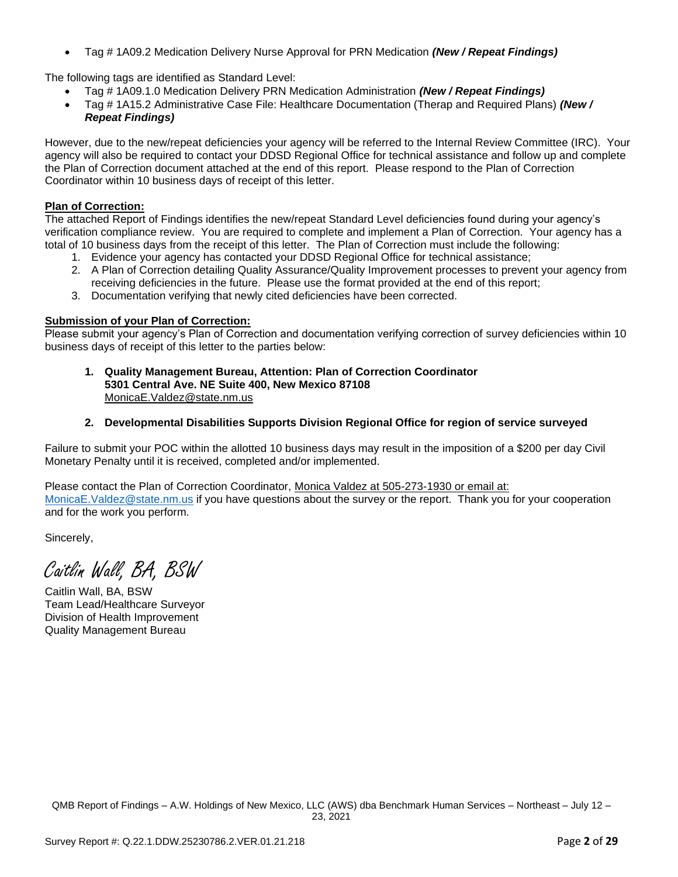- Tag # 1A09.2 Medication Delivery Nurse Approval for PRN Medication ***(New / Repeat Findings)***

The following tags are identified as Standard Level:

- Tag # 1A09.1.0 Medication Delivery PRN Medication Administration ***(New / Repeat Findings)***
- Tag # 1A15.2 Administrative Case File: Healthcare Documentation (Therap and Required Plans) ***(New / Repeat Findings)***

However, due to the new/repeat deficiencies your agency will be referred to the Internal Review Committee (IRC). Your agency will also be required to contact your DDSD Regional Office for technical assistance and follow up and complete the Plan of Correction document attached at the end of this report. Please respond to the Plan of Correction Coordinator within 10 business days of receipt of this letter.

**Plan of Correction:**

The attached Report of Findings identifies the new/repeat Standard Level deficiencies found during your agency's verification compliance review. You are required to complete and implement a Plan of Correction. Your agency has a total of 10 business days from the receipt of this letter. The Plan of Correction must include the following:

1. Evidence your agency has contacted your DDSD Regional Office for technical assistance;
2. A Plan of Correction detailing Quality Assurance/Quality Improvement processes to prevent your agency from receiving deficiencies in the future. Please use the format provided at the end of this report;
3. Documentation verifying that newly cited deficiencies have been corrected.

**Submission of your Plan of Correction:**

Please submit your agency's Plan of Correction and documentation verifying correction of survey deficiencies within 10 business days of receipt of this letter to the parties below:

1. **Quality Management Bureau, Attention: Plan of Correction Coordinator**
   **5301 Central Ave. NE Suite 400, New Mexico 87108**
   MonicaE.Valdez@state.nm.us

2. **Developmental Disabilities Supports Division Regional Office for region of service surveyed**

Failure to submit your POC within the allotted 10 business days may result in the imposition of a $200 per day Civil Monetary Penalty until it is received, completed and/or implemented.

Please contact the Plan of Correction Coordinator, Monica Valdez at 505-273-1930 or email at: MonicaE.Valdez@state.nm.us if you have questions about the survey or the report. Thank you for your cooperation and for the work you perform.

Sincerely,

*Caitlin Wall, BA, BSW*

Caitlin Wall, BA, BSW
Team Lead/Healthcare Surveyor
Division of Health Improvement
Quality Management Bureau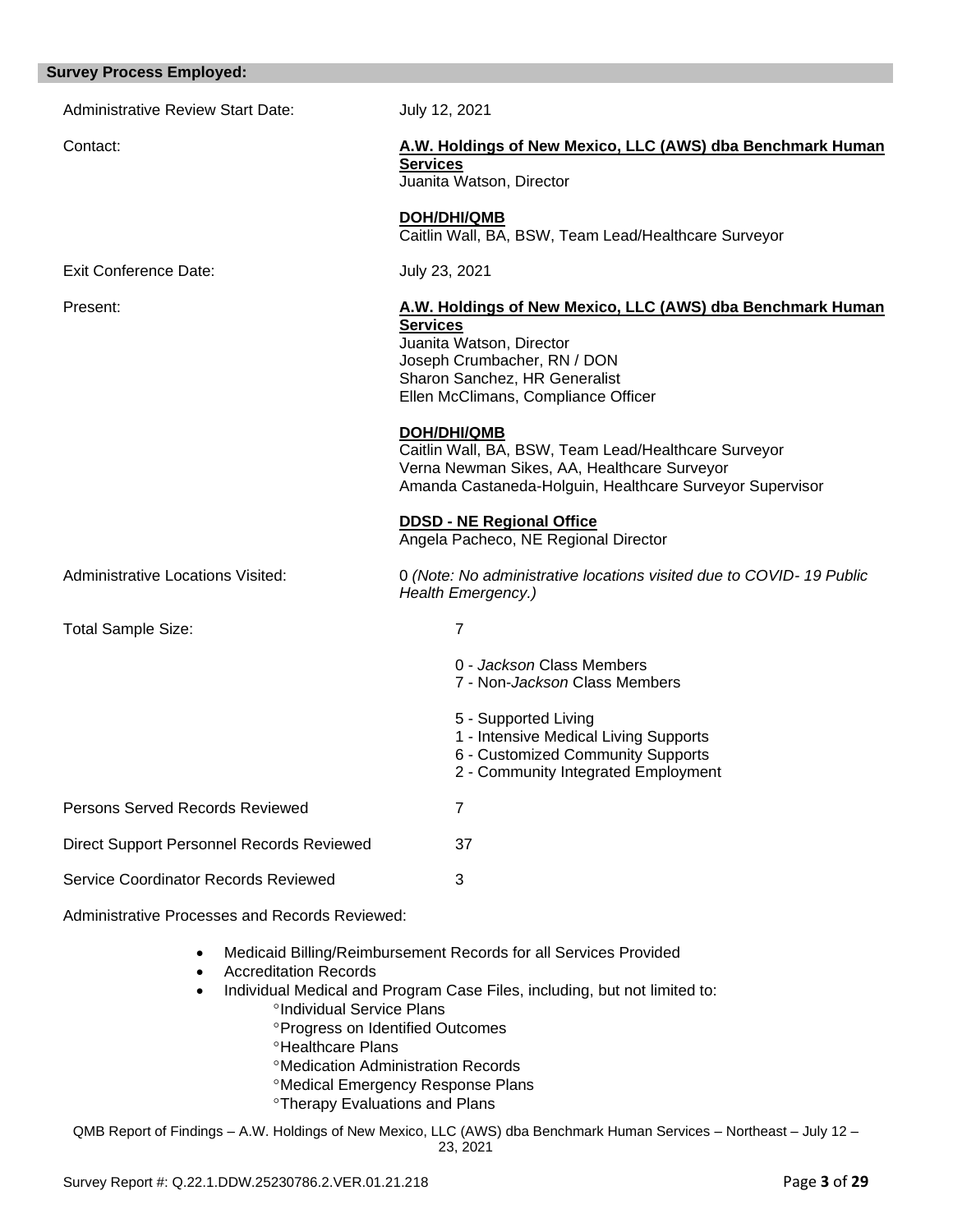**Survey Process Employed:**

Administrative Review Start Date: July 12, 2021

Contact:

**A.W. Holdings of New Mexico, LLC (AWS) dba Benchmark Human Services**
Juanita Watson, Director

**DOH/DHI/QMB**
Caitlin Wall, BA, BSW, Team Lead/Healthcare Surveyor

Exit Conference Date: July 23, 2021

Present:

**A.W. Holdings of New Mexico, LLC (AWS) dba Benchmark Human Services**
Juanita Watson, Director
Joseph Crumbacher, RN / DON
Sharon Sanchez, HR Generalist
Ellen McClimans, Compliance Officer

**DOH/DHI/QMB**
Caitlin Wall, BA, BSW, Team Lead/Healthcare Surveyor
Verna Newman Sikes, AA, Healthcare Surveyor
Amanda Castaneda-Holguin, Healthcare Surveyor Supervisor

**DDSD - NE Regional Office**
Angela Pacheco, NE Regional Director

Administrative Locations Visited: 0 *(Note: No administrative locations visited due to COVID- 19 Public Health Emergency.)*

Total Sample Size: 7

0 - *Jackson* Class Members
7 - Non-*Jackson* Class Members

5 - Supported Living
1 - Intensive Medical Living Supports
6 - Customized Community Supports
2 - Community Integrated Employment

Persons Served Records Reviewed: 7

Direct Support Personnel Records Reviewed: 37

Service Coordinator Records Reviewed: 3

Administrative Processes and Records Reviewed:

- Medicaid Billing/Reimbursement Records for all Services Provided
- Accreditation Records
- Individual Medical and Program Case Files, including, but not limited to:
  - Individual Service Plans
  - Progress on Identified Outcomes
  - Healthcare Plans
  - Medication Administration Records
  - Medical Emergency Response Plans
  - Therapy Evaluations and Plans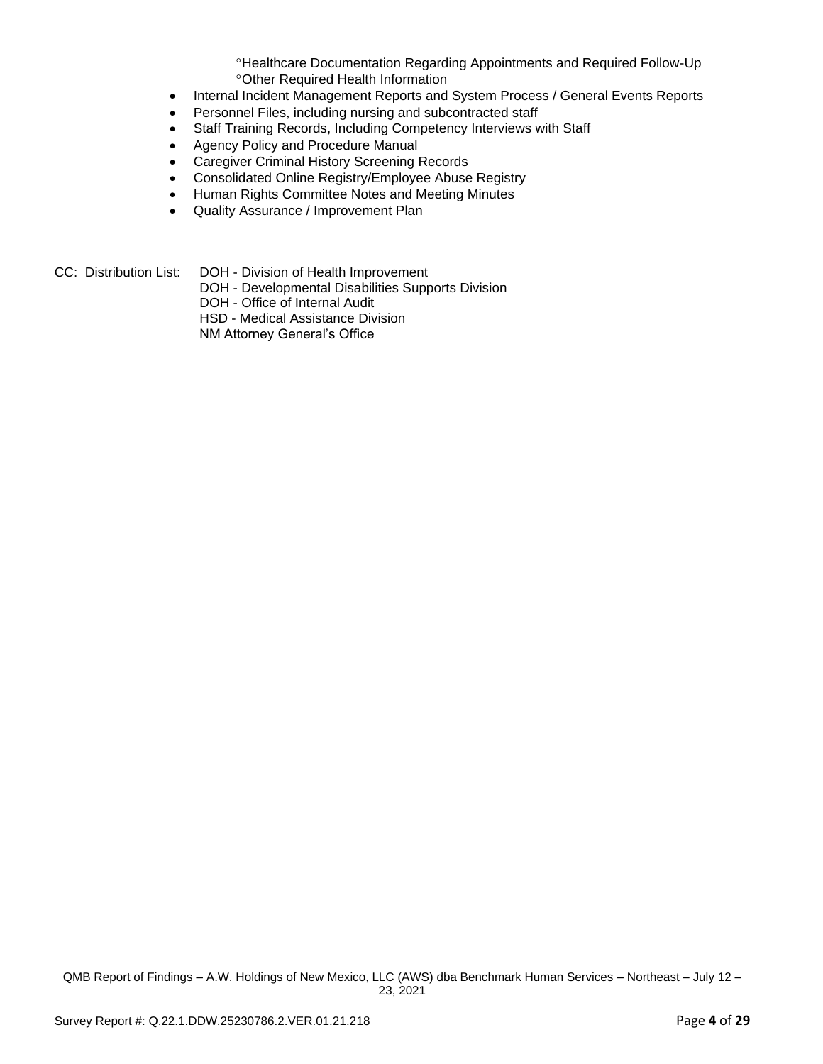- Healthcare Documentation Regarding Appointments and Required Follow-Up
  - Other Required Health Information
- Internal Incident Management Reports and System Process / General Events Reports
- Personnel Files, including nursing and subcontracted staff
- Staff Training Records, Including Competency Interviews with Staff
- Agency Policy and Procedure Manual
- Caregiver Criminal History Screening Records
- Consolidated Online Registry/Employee Abuse Registry
- Human Rights Committee Notes and Meeting Minutes
- Quality Assurance / Improvement Plan

CC: Distribution List:
DOH - Division of Health Improvement
DOH - Developmental Disabilities Supports Division
DOH - Office of Internal Audit
HSD - Medical Assistance Division
NM Attorney General's Office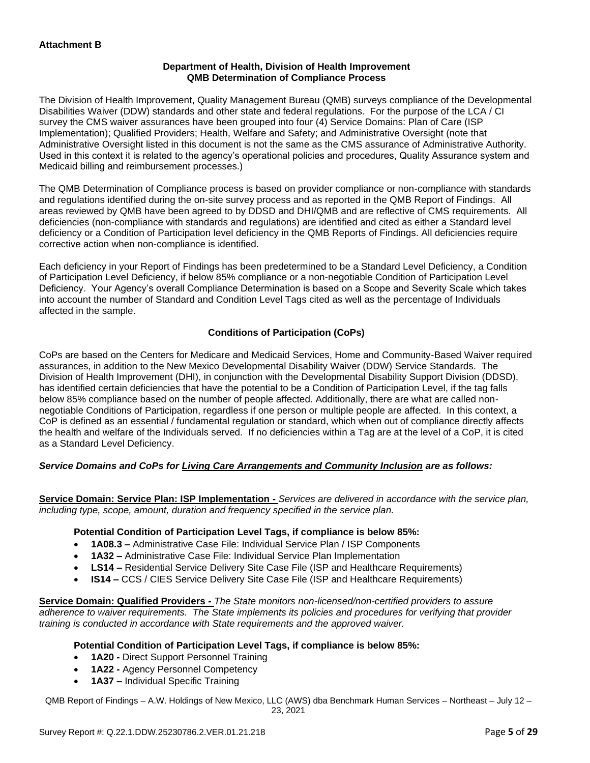**Attachment B**

**Department of Health, Division of Health Improvement**
**QMB Determination of Compliance Process**

The Division of Health Improvement, Quality Management Bureau (QMB) surveys compliance of the Developmental Disabilities Waiver (DDW) standards and other state and federal regulations. For the purpose of the LCA / CI survey the CMS waiver assurances have been grouped into four (4) Service Domains: Plan of Care (ISP Implementation); Qualified Providers; Health, Welfare and Safety; and Administrative Oversight (note that Administrative Oversight listed in this document is not the same as the CMS assurance of Administrative Authority. Used in this context it is related to the agency's operational policies and procedures, Quality Assurance system and Medicaid billing and reimbursement processes.)

The QMB Determination of Compliance process is based on provider compliance or non-compliance with standards and regulations identified during the on-site survey process and as reported in the QMB Report of Findings. All areas reviewed by QMB have been agreed to by DDSD and DHI/QMB and are reflective of CMS requirements. All deficiencies (non-compliance with standards and regulations) are identified and cited as either a Standard level deficiency or a Condition of Participation level deficiency in the QMB Reports of Findings. All deficiencies require corrective action when non-compliance is identified.

Each deficiency in your Report of Findings has been predetermined to be a Standard Level Deficiency, a Condition of Participation Level Deficiency, if below 85% compliance or a non-negotiable Condition of Participation Level Deficiency. Your Agency's overall Compliance Determination is based on a Scope and Severity Scale which takes into account the number of Standard and Condition Level Tags cited as well as the percentage of Individuals affected in the sample.

**Conditions of Participation (CoPs)**

CoPs are based on the Centers for Medicare and Medicaid Services, Home and Community-Based Waiver required assurances, in addition to the New Mexico Developmental Disability Waiver (DDW) Service Standards. The Division of Health Improvement (DHI), in conjunction with the Developmental Disability Support Division (DDSD), has identified certain deficiencies that have the potential to be a Condition of Participation Level, if the tag falls below 85% compliance based on the number of people affected. Additionally, there are what are called non-negotiable Conditions of Participation, regardless if one person or multiple people are affected. In this context, a CoP is defined as an essential / fundamental regulation or standard, which when out of compliance directly affects the health and welfare of the Individuals served. If no deficiencies within a Tag are at the level of a CoP, it is cited as a Standard Level Deficiency.

***Service Domains and CoPs for Living Care Arrangements and Community Inclusion are as follows:***

**Service Domain: Service Plan: ISP Implementation -** *Services are delivered in accordance with the service plan, including type, scope, amount, duration and frequency specified in the service plan.*

**Potential Condition of Participation Level Tags, if compliance is below 85%:**

- **1A08.3 –** Administrative Case File: Individual Service Plan / ISP Components
- **1A32 –** Administrative Case File: Individual Service Plan Implementation
- **LS14 –** Residential Service Delivery Site Case File (ISP and Healthcare Requirements)
- **IS14 –** CCS / CIES Service Delivery Site Case File (ISP and Healthcare Requirements)

**Service Domain: Qualified Providers -** *The State monitors non-licensed/non-certified providers to assure adherence to waiver requirements. The State implements its policies and procedures for verifying that provider training is conducted in accordance with State requirements and the approved waiver.*

**Potential Condition of Participation Level Tags, if compliance is below 85%:**

- **1A20 -** Direct Support Personnel Training
- **1A22 -** Agency Personnel Competency
- **1A37 –** Individual Specific Training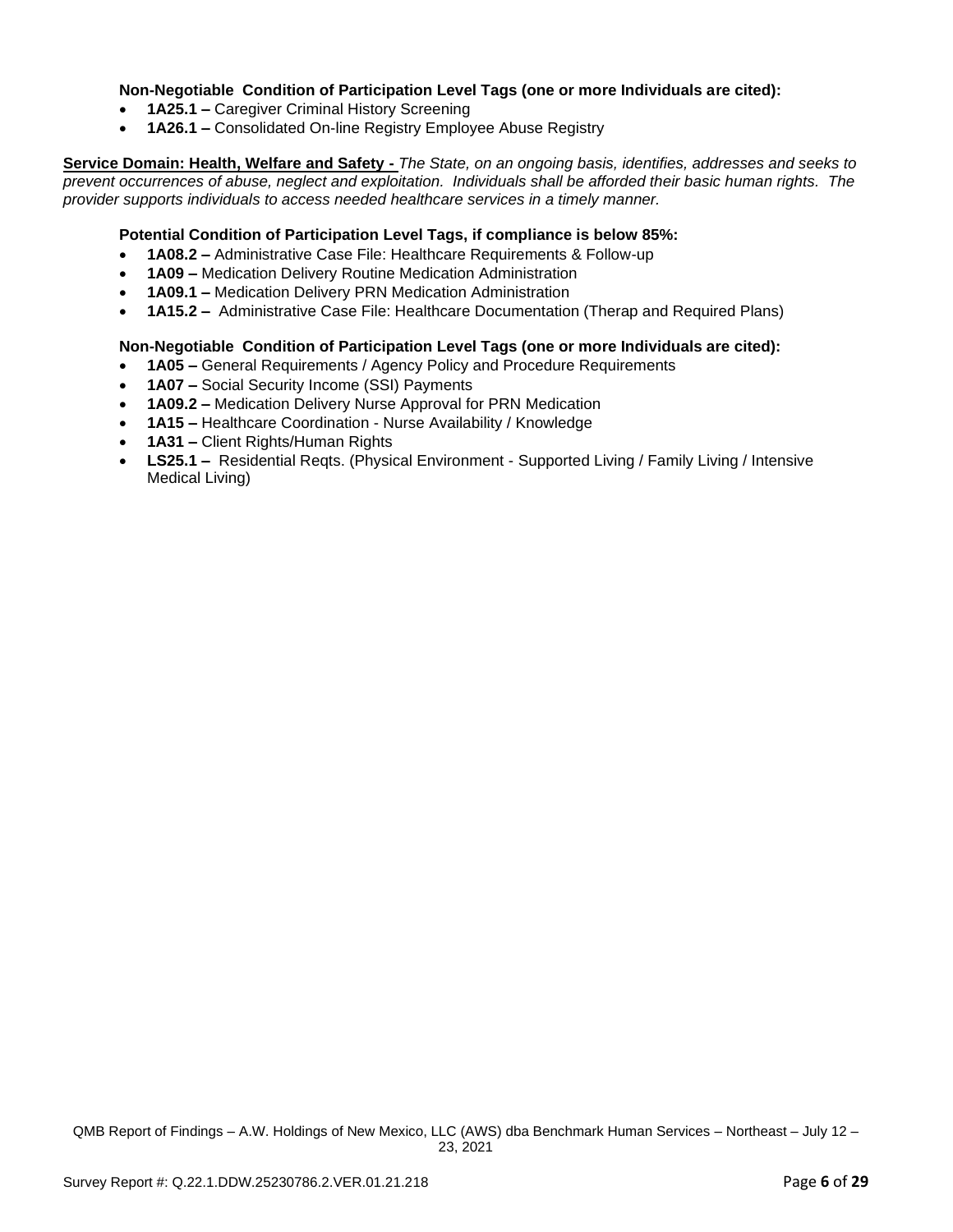**Non-Negotiable Condition of Participation Level Tags (one or more Individuals are cited):**

- **1A25.1 –** Caregiver Criminal History Screening
- **1A26.1 –** Consolidated On-line Registry Employee Abuse Registry

**Service Domain: Health, Welfare and Safety -** *The State, on an ongoing basis, identifies, addresses and seeks to prevent occurrences of abuse, neglect and exploitation. Individuals shall be afforded their basic human rights. The provider supports individuals to access needed healthcare services in a timely manner.*

**Potential Condition of Participation Level Tags, if compliance is below 85%:**

- **1A08.2 –** Administrative Case File: Healthcare Requirements & Follow-up
- **1A09 –** Medication Delivery Routine Medication Administration
- **1A09.1 –** Medication Delivery PRN Medication Administration
- **1A15.2 –** Administrative Case File: Healthcare Documentation (Therap and Required Plans)

**Non-Negotiable Condition of Participation Level Tags (one or more Individuals are cited):**

- **1A05 –** General Requirements / Agency Policy and Procedure Requirements
- **1A07 –** Social Security Income (SSI) Payments
- **1A09.2 –** Medication Delivery Nurse Approval for PRN Medication
- **1A15 –** Healthcare Coordination - Nurse Availability / Knowledge
- **1A31 –** Client Rights/Human Rights
- **LS25.1 –** Residential Reqts. (Physical Environment - Supported Living / Family Living / Intensive Medical Living)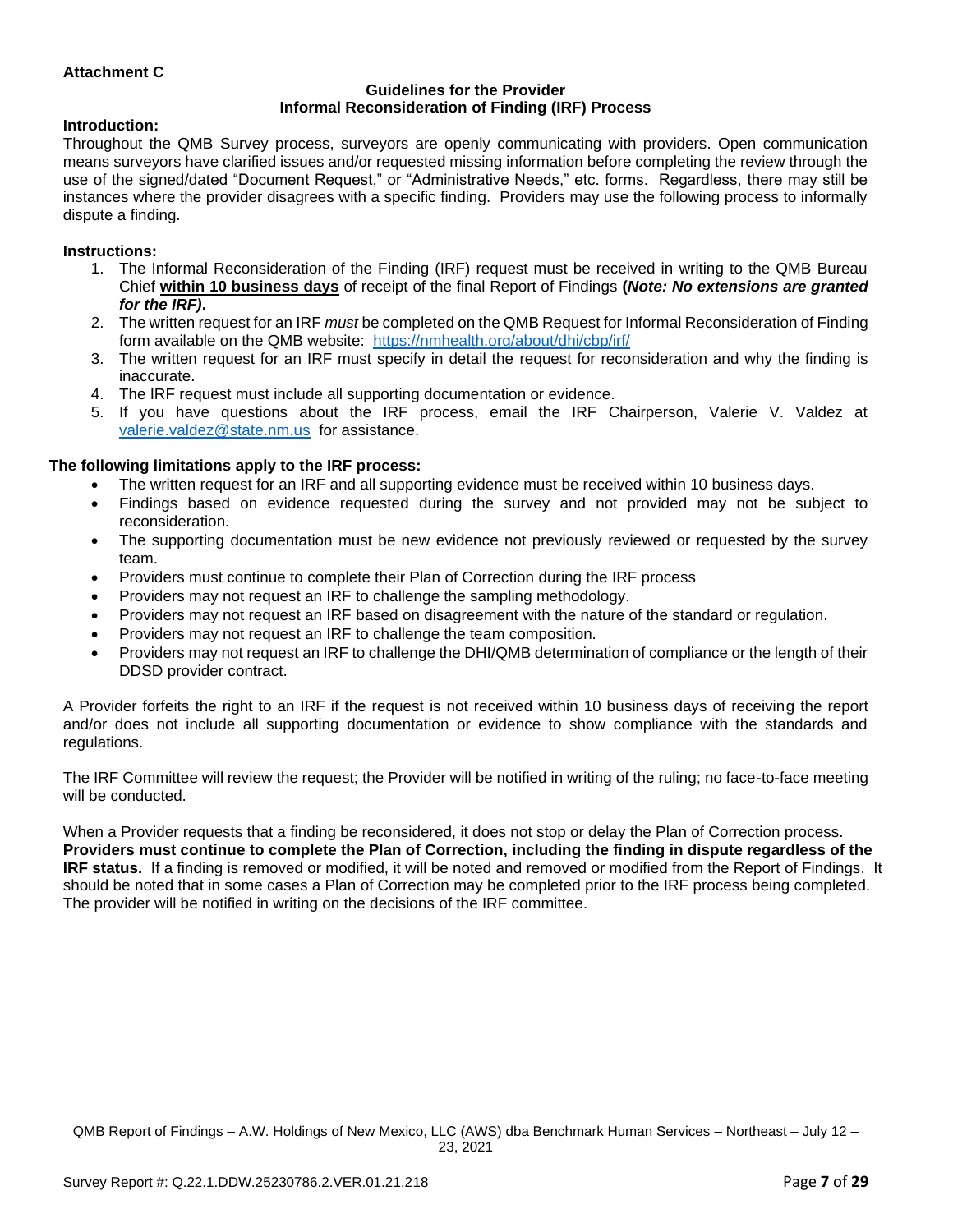**Attachment C**

**Guidelines for the Provider**
**Informal Reconsideration of Finding (IRF) Process**

**Introduction:**

Throughout the QMB Survey process, surveyors are openly communicating with providers. Open communication means surveyors have clarified issues and/or requested missing information before completing the review through the use of the signed/dated "Document Request," or "Administrative Needs," etc. forms. Regardless, there may still be instances where the provider disagrees with a specific finding. Providers may use the following process to informally dispute a finding.

**Instructions:**

1. The Informal Reconsideration of the Finding (IRF) request must be received in writing to the QMB Bureau Chief **within 10 business days** of receipt of the final Report of Findings **(*Note: No extensions are granted for the IRF)*.**
2. The written request for an IRF *must* be completed on the QMB Request for Informal Reconsideration of Finding form available on the QMB website: https://nmhealth.org/about/dhi/cbp/irf/
3. The written request for an IRF must specify in detail the request for reconsideration and why the finding is inaccurate.
4. The IRF request must include all supporting documentation or evidence.
5. If you have questions about the IRF process, email the IRF Chairperson, Valerie V. Valdez at valerie.valdez@state.nm.us for assistance.

**The following limitations apply to the IRF process:**

- The written request for an IRF and all supporting evidence must be received within 10 business days.
- Findings based on evidence requested during the survey and not provided may not be subject to reconsideration.
- The supporting documentation must be new evidence not previously reviewed or requested by the survey team.
- Providers must continue to complete their Plan of Correction during the IRF process
- Providers may not request an IRF to challenge the sampling methodology.
- Providers may not request an IRF based on disagreement with the nature of the standard or regulation.
- Providers may not request an IRF to challenge the team composition.
- Providers may not request an IRF to challenge the DHI/QMB determination of compliance or the length of their DDSD provider contract.

A Provider forfeits the right to an IRF if the request is not received within 10 business days of receiving the report and/or does not include all supporting documentation or evidence to show compliance with the standards and regulations.

The IRF Committee will review the request; the Provider will be notified in writing of the ruling; no face-to-face meeting will be conducted.

When a Provider requests that a finding be reconsidered, it does not stop or delay the Plan of Correction process. **Providers must continue to complete the Plan of Correction, including the finding in dispute regardless of the IRF status.** If a finding is removed or modified, it will be noted and removed or modified from the Report of Findings. It should be noted that in some cases a Plan of Correction may be completed prior to the IRF process being completed. The provider will be notified in writing on the decisions of the IRF committee.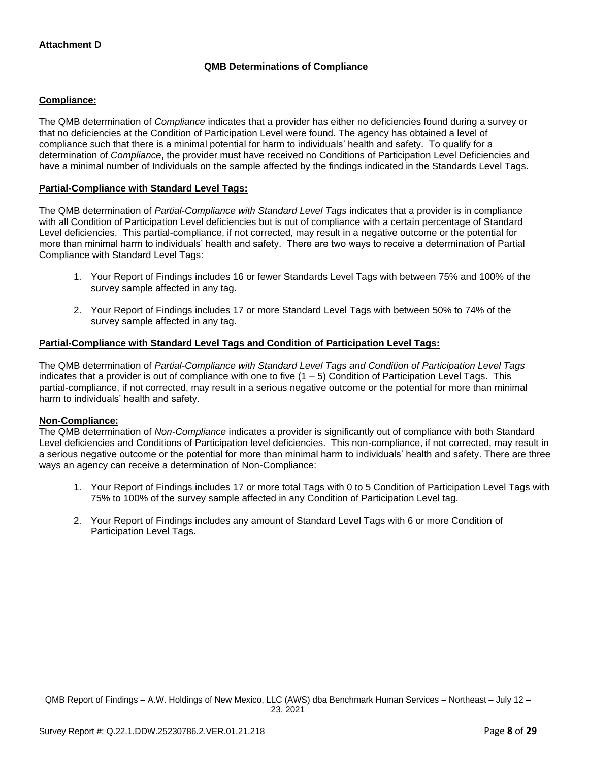**Attachment D**

## QMB Determinations of Compliance

### Compliance:

The QMB determination of *Compliance* indicates that a provider has either no deficiencies found during a survey or that no deficiencies at the Condition of Participation Level were found. The agency has obtained a level of compliance such that there is a minimal potential for harm to individuals' health and safety. To qualify for a determination of *Compliance*, the provider must have received no Conditions of Participation Level Deficiencies and have a minimal number of Individuals on the sample affected by the findings indicated in the Standards Level Tags.

### Partial-Compliance with Standard Level Tags:

The QMB determination of *Partial-Compliance with Standard Level Tags* indicates that a provider is in compliance with all Condition of Participation Level deficiencies but is out of compliance with a certain percentage of Standard Level deficiencies. This partial-compliance, if not corrected, may result in a negative outcome or the potential for more than minimal harm to individuals' health and safety. There are two ways to receive a determination of Partial Compliance with Standard Level Tags:

1. Your Report of Findings includes 16 or fewer Standards Level Tags with between 75% and 100% of the survey sample affected in any tag.
2. Your Report of Findings includes 17 or more Standard Level Tags with between 50% to 74% of the survey sample affected in any tag.

### Partial-Compliance with Standard Level Tags and Condition of Participation Level Tags:

The QMB determination of *Partial-Compliance with Standard Level Tags and Condition of Participation Level Tags* indicates that a provider is out of compliance with one to five (1 – 5) Condition of Participation Level Tags. This partial-compliance, if not corrected, may result in a serious negative outcome or the potential for more than minimal harm to individuals' health and safety.

### Non-Compliance:

The QMB determination of *Non-Compliance* indicates a provider is significantly out of compliance with both Standard Level deficiencies and Conditions of Participation level deficiencies. This non-compliance, if not corrected, may result in a serious negative outcome or the potential for more than minimal harm to individuals' health and safety. There are three ways an agency can receive a determination of Non-Compliance:

1. Your Report of Findings includes 17 or more total Tags with 0 to 5 Condition of Participation Level Tags with 75% to 100% of the survey sample affected in any Condition of Participation Level tag.
2. Your Report of Findings includes any amount of Standard Level Tags with 6 or more Condition of Participation Level Tags.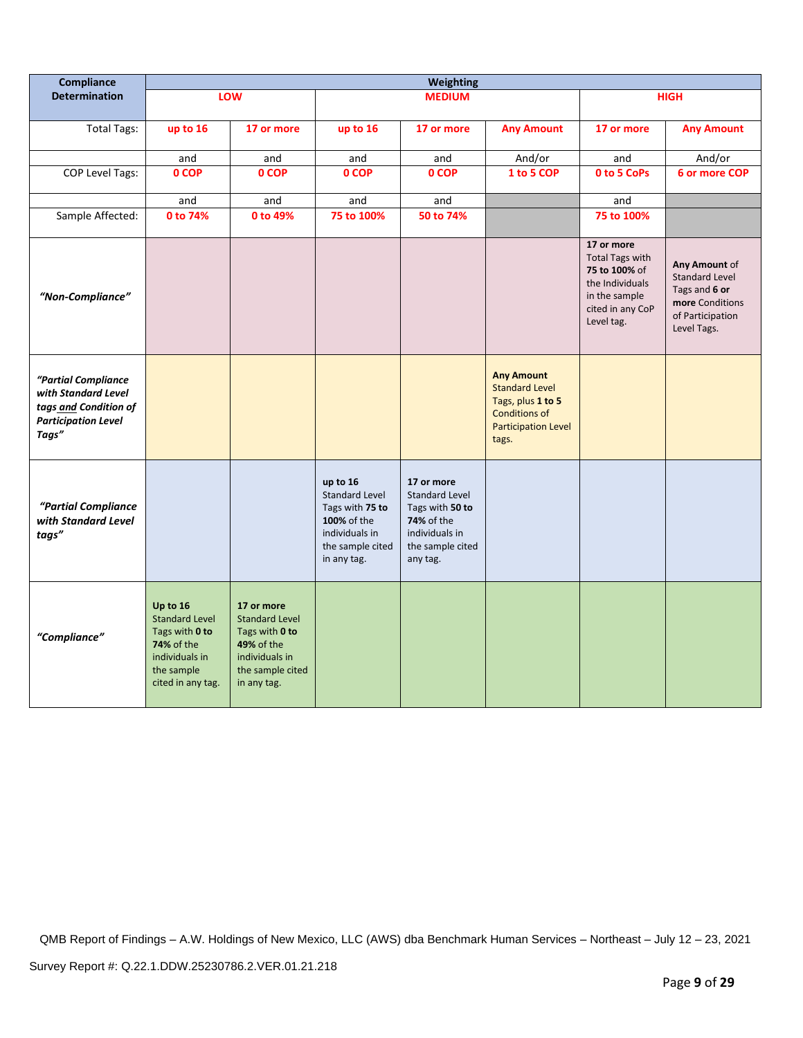| Compliance Determination | Weighting | | | | | | |
|---|---|---|---|---|---|---|---|
| | LOW | | MEDIUM | | | HIGH | |
| Total Tags: | up to 16 | 17 or more | up to 16 | 17 or more | Any Amount | 17 or more | Any Amount |
| | and | and | and | and | And/or | and | And/or |
| COP Level Tags: | 0 COP | 0 COP | 0 COP | 0 COP | 1 to 5 COP | 0 to 5 CoPs | 6 or more COP |
| | and | and | and | and | | and | |
| Sample Affected: | 0 to 74% | 0 to 49% | 75 to 100% | 50 to 74% | | 75 to 100% | |
| *"Non-Compliance"* | | | | | | **17 or more** Total Tags with **75 to 100%** of the Individuals in the sample cited in any CoP Level tag. | **Any Amount** of Standard Level Tags and **6 or more** Conditions of Participation Level Tags. |
| *"Partial Compliance with Standard Level tags and Condition of Participation Level Tags"* | | | | | **Any Amount** Standard Level Tags, plus **1 to 5** Conditions of Participation Level tags. | | |
| *"Partial Compliance with Standard Level tags"* | | | **up to 16** Standard Level Tags with **75 to 100%** of the individuals in the sample cited in any tag. | **17 or more** Standard Level Tags with **50 to 74%** of the individuals in the sample cited any tag. | | | |
| *"Compliance"* | **Up to 16** Standard Level Tags with **0 to 74%** of the individuals in the sample cited in any tag. | **17 or more** Standard Level Tags with **0 to 49%** of the individuals in the sample cited in any tag. | | | | | |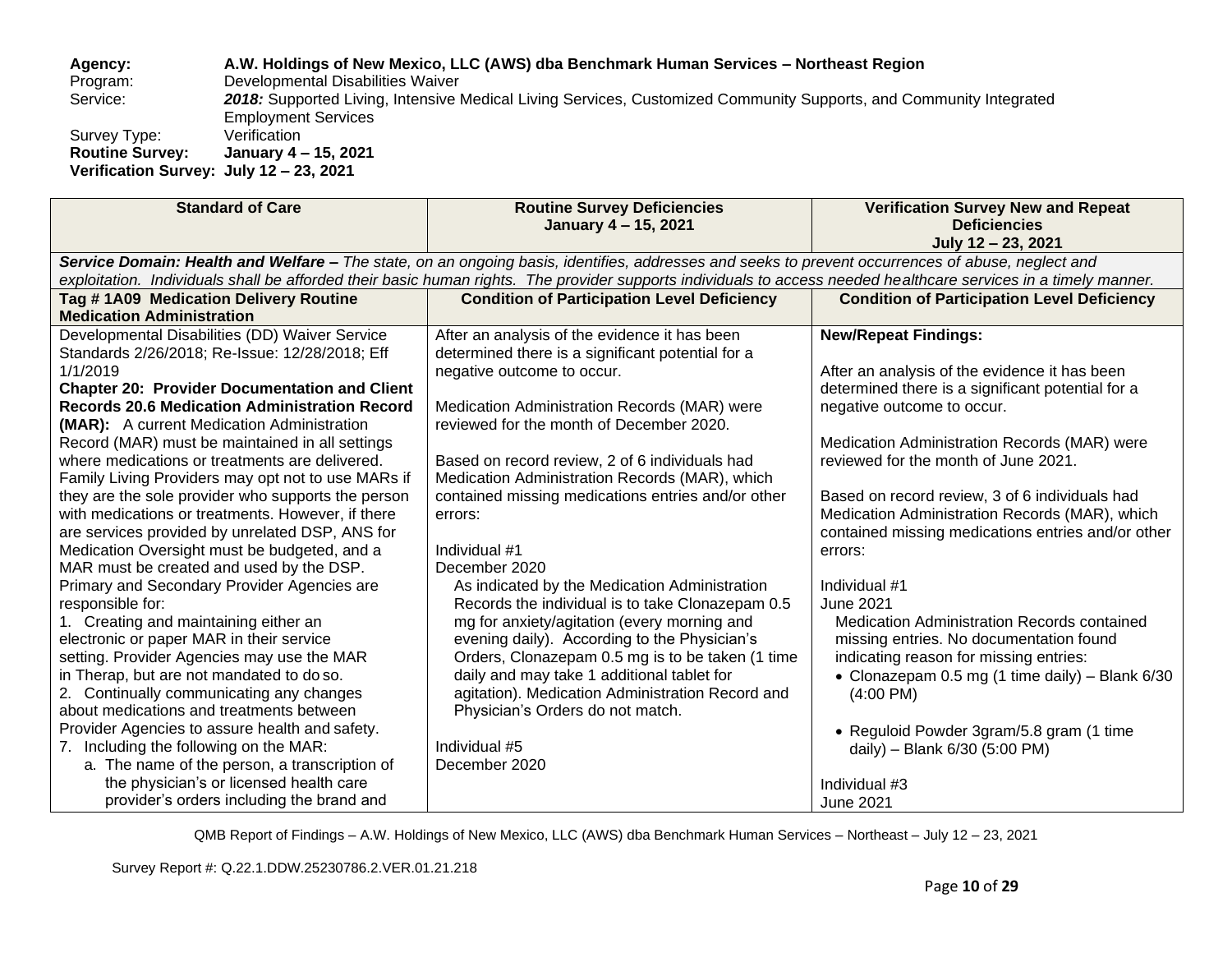**Agency:** **A.W. Holdings of New Mexico, LLC (AWS) dba Benchmark Human Services – Northeast Region**
Program: Developmental Disabilities Waiver
Service: ***2018:*** Supported Living, Intensive Medical Living Services, Customized Community Supports, and Community Integrated Employment Services
Survey Type: Verification
**Routine Survey:** **January 4 – 15, 2021**
**Verification Survey: July 12 – 23, 2021**

| Standard of Care | Routine Survey Deficiencies January 4 – 15, 2021 | Verification Survey New and Repeat Deficiencies July 12 – 23, 2021 |
|---|---|---|
| ***Service Domain: Health and Welfare –*** *The state, on an ongoing basis, identifies, addresses and seeks to prevent occurrences of abuse, neglect and exploitation. Individuals shall be afforded their basic human rights. The provider supports individuals to access needed healthcare services in a timely manner.* | | |
| **Tag # 1A09 Medication Delivery Routine Medication Administration** | **Condition of Participation Level Deficiency** | **Condition of Participation Level Deficiency** |
| Developmental Disabilities (DD) Waiver Service Standards 2/26/2018; Re-Issue: 12/28/2018; Eff 1/1/2019<br>**Chapter 20: Provider Documentation and Client Records 20.6 Medication Administration Record (MAR):** A current Medication Administration Record (MAR) must be maintained in all settings where medications or treatments are delivered. Family Living Providers may opt not to use MARs if they are the sole provider who supports the person with medications or treatments. However, if there are services provided by unrelated DSP, ANS for Medication Oversight must be budgeted, and a MAR must be created and used by the DSP. Primary and Secondary Provider Agencies are responsible for:<br>1. Creating and maintaining either an electronic or paper MAR in their service setting. Provider Agencies may use the MAR in Therap, but are not mandated to do so.<br>2. Continually communicating any changes about medications and treatments between Provider Agencies to assure health and safety.<br>7. Including the following on the MAR:<br>a. The name of the person, a transcription of the physician's or licensed health care provider's orders including the brand and | After an analysis of the evidence it has been determined there is a significant potential for a negative outcome to occur.<br><br>Medication Administration Records (MAR) were reviewed for the month of December 2020.<br><br>Based on record review, 2 of 6 individuals had Medication Administration Records (MAR), which contained missing medications entries and/or other errors:<br><br>Individual #1<br>December 2020<br>As indicated by the Medication Administration Records the individual is to take Clonazepam 0.5 mg for anxiety/agitation (every morning and evening daily). According to the Physician's Orders, Clonazepam 0.5 mg is to be taken (1 time daily and may take 1 additional tablet for agitation). Medication Administration Record and Physician's Orders do not match.<br><br>Individual #5<br>December 2020 | **New/Repeat Findings:**<br><br>After an analysis of the evidence it has been determined there is a significant potential for a negative outcome to occur.<br><br>Medication Administration Records (MAR) were reviewed for the month of June 2021.<br><br>Based on record review, 3 of 6 individuals had Medication Administration Records (MAR), which contained missing medications entries and/or other errors:<br><br>Individual #1<br>June 2021<br>Medication Administration Records contained missing entries. No documentation found indicating reason for missing entries:<br>• Clonazepam 0.5 mg (1 time daily) – Blank 6/30 (4:00 PM)<br><br>• Reguloid Powder 3gram/5.8 gram (1 time daily) – Blank 6/30 (5:00 PM)<br><br>Individual #3<br>June 2021 |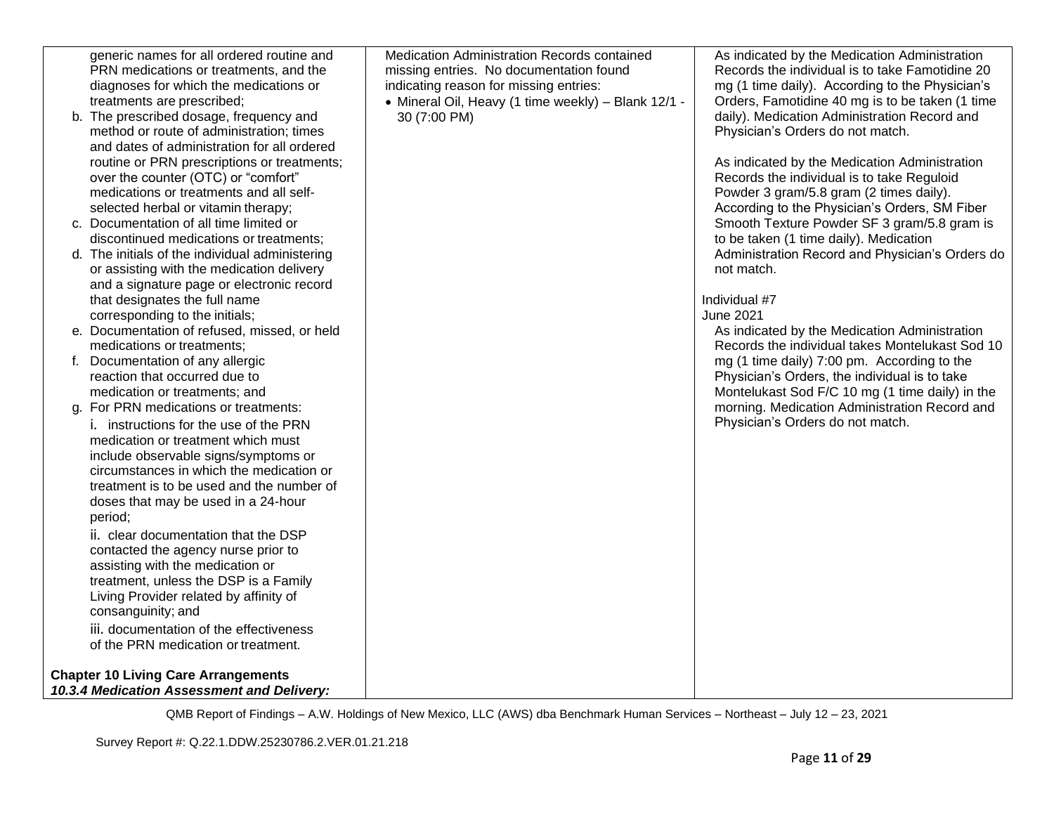| | | |
|---|---|---|
| generic names for all ordered routine and PRN medications or treatments, and the diagnoses for which the medications or treatments are prescribed;<br>b. The prescribed dosage, frequency and method or route of administration; times and dates of administration for all ordered routine or PRN prescriptions or treatments; over the counter (OTC) or "comfort" medications or treatments and all self-selected herbal or vitamin therapy;<br>c. Documentation of all time limited or discontinued medications or treatments;<br>d. The initials of the individual administering or assisting with the medication delivery and a signature page or electronic record that designates the full name corresponding to the initials;<br>e. Documentation of refused, missed, or held medications or treatments;<br>f. Documentation of any allergic reaction that occurred due to medication or treatments; and<br>g. For PRN medications or treatments:<br>i. instructions for the use of the PRN medication or treatment which must include observable signs/symptoms or circumstances in which the medication or treatment is to be used and the number of doses that may be used in a 24-hour period;<br>ii. clear documentation that the DSP contacted the agency nurse prior to assisting with the medication or treatment, unless the DSP is a Family Living Provider related by affinity of consanguinity; and<br>iii. documentation of the effectiveness of the PRN medication or treatment.<br><br>**Chapter 10 Living Care Arrangements**<br>***10.3.4 Medication Assessment and Delivery:*** | Medication Administration Records contained missing entries. No documentation found indicating reason for missing entries:<br>• Mineral Oil, Heavy (1 time weekly) – Blank 12/1 - 30 (7:00 PM) | As indicated by the Medication Administration Records the individual is to take Famotidine 20 mg (1 time daily). According to the Physician's Orders, Famotidine 40 mg is to be taken (1 time daily). Medication Administration Record and Physician's Orders do not match.<br><br>As indicated by the Medication Administration Records the individual is to take Reguloid Powder 3 gram/5.8 gram (2 times daily). According to the Physician's Orders, SM Fiber Smooth Texture Powder SF 3 gram/5.8 gram is to be taken (1 time daily). Medication Administration Record and Physician's Orders do not match.<br><br>Individual #7<br>June 2021<br>As indicated by the Medication Administration Records the individual takes Montelukast Sod 10 mg (1 time daily) 7:00 pm. According to the Physician's Orders, the individual is to take Montelukast Sod F/C 10 mg (1 time daily) in the morning. Medication Administration Record and Physician's Orders do not match. |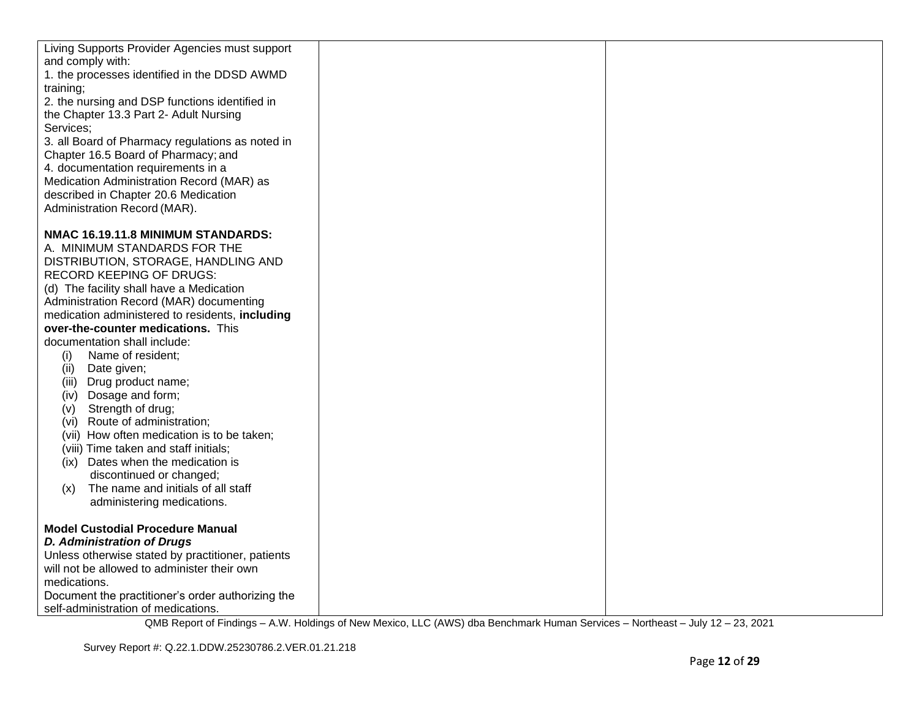| | | |
|---|---|---|
| Living Supports Provider Agencies must support and comply with:<br>1. the processes identified in the DDSD AWMD training;<br>2. the nursing and DSP functions identified in the Chapter 13.3 Part 2- Adult Nursing Services;<br>3. all Board of Pharmacy regulations as noted in Chapter 16.5 Board of Pharmacy; and<br>4. documentation requirements in a Medication Administration Record (MAR) as described in Chapter 20.6 Medication Administration Record (MAR).<br><br>**NMAC 16.19.11.8 MINIMUM STANDARDS:**<br>A. MINIMUM STANDARDS FOR THE DISTRIBUTION, STORAGE, HANDLING AND RECORD KEEPING OF DRUGS:<br>(d) The facility shall have a Medication Administration Record (MAR) documenting medication administered to residents, **including over-the-counter medications.** This documentation shall include:<br>(i) Name of resident;<br>(ii) Date given;<br>(iii) Drug product name;<br>(iv) Dosage and form;<br>(v) Strength of drug;<br>(vi) Route of administration;<br>(vii) How often medication is to be taken;<br>(viii) Time taken and staff initials;<br>(ix) Dates when the medication is discontinued or changed;<br>(x) The name and initials of all staff administering medications.<br><br>**Model Custodial Procedure Manual**<br>***D. Administration of Drugs***<br>Unless otherwise stated by practitioner, patients will not be allowed to administer their own medications.<br>Document the practitioner's order authorizing the self-administration of medications. | | |

QMB Report of Findings – A.W. Holdings of New Mexico, LLC (AWS) dba Benchmark Human Services – Northeast – July 12 – 23, 2021

Survey Report #: Q.22.1.DDW.25230786.2.VER.01.21.218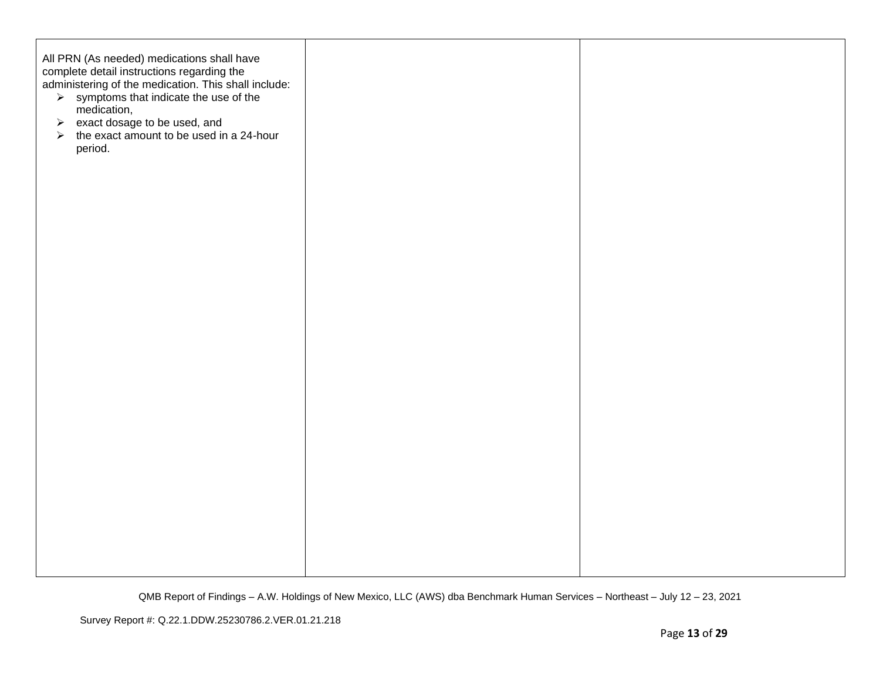| | | |
|---|---|---|
| All PRN (As needed) medications shall have complete detail instructions regarding the administering of the medication. This shall include:<br>➢ symptoms that indicate the use of the medication,<br>➢ exact dosage to be used, and<br>➢ the exact amount to be used in a 24-hour period. | | |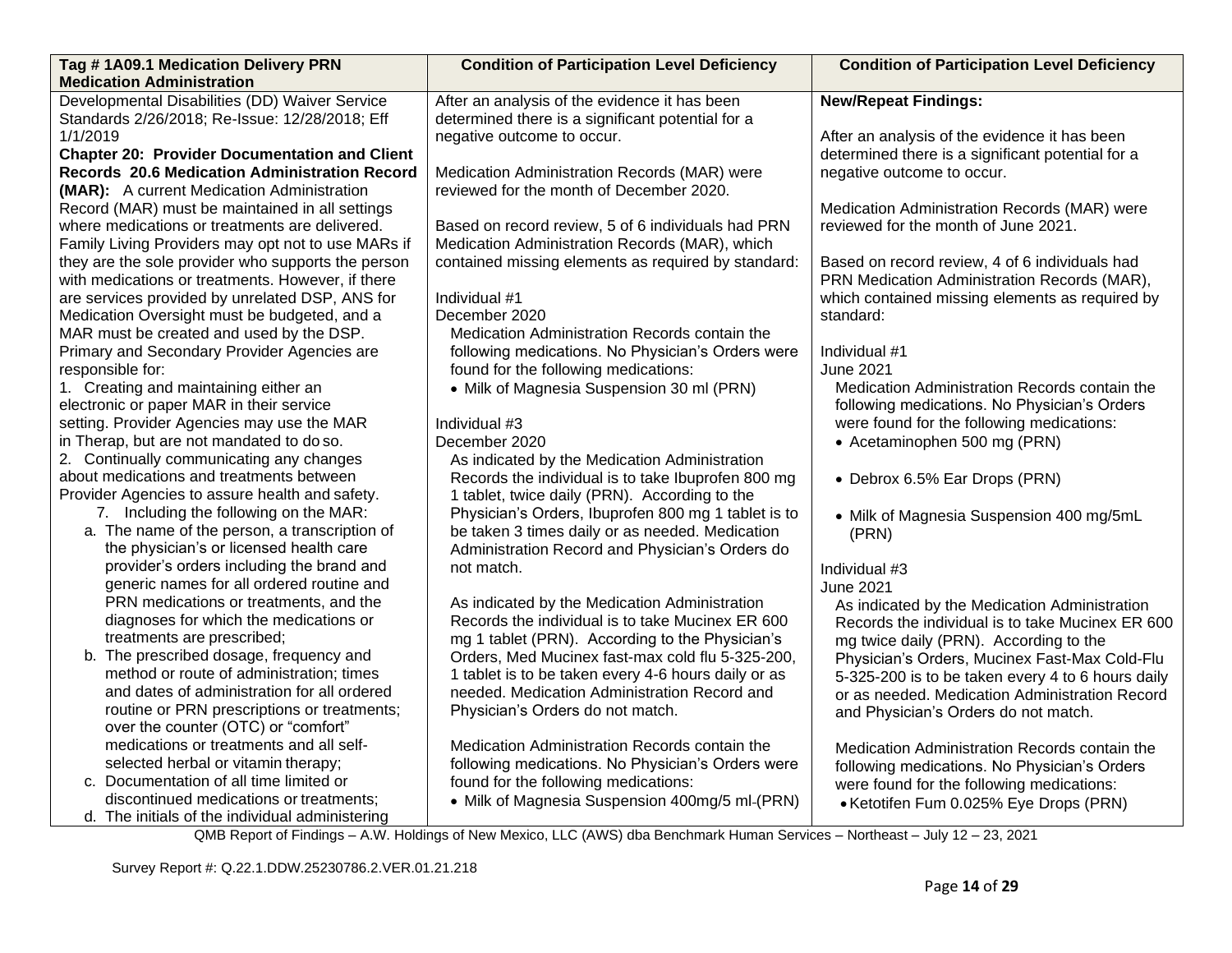| Tag # 1A09.1 Medication Delivery PRN Medication Administration | Condition of Participation Level Deficiency | Condition of Participation Level Deficiency |
|---|---|---|
| Developmental Disabilities (DD) Waiver Service Standards 2/26/2018; Re-Issue: 12/28/2018; Eff 1/1/2019<br>**Chapter 20: Provider Documentation and Client Records 20.6 Medication Administration Record (MAR):** A current Medication Administration Record (MAR) must be maintained in all settings where medications or treatments are delivered. Family Living Providers may opt not to use MARs if they are the sole provider who supports the person with medications or treatments. However, if there are services provided by unrelated DSP, ANS for Medication Oversight must be budgeted, and a MAR must be created and used by the DSP. Primary and Secondary Provider Agencies are responsible for:<br>1. Creating and maintaining either an electronic or paper MAR in their service setting. Provider Agencies may use the MAR in Therap, but are not mandated to do so.<br>2. Continually communicating any changes about medications and treatments between Provider Agencies to assure health and safety.<br>7. Including the following on the MAR:<br>a. The name of the person, a transcription of the physician's or licensed health care provider's orders including the brand and generic names for all ordered routine and PRN medications or treatments, and the diagnoses for which the medications or treatments are prescribed;<br>b. The prescribed dosage, frequency and method or route of administration; times and dates of administration for all ordered routine or PRN prescriptions or treatments; over the counter (OTC) or "comfort" medications or treatments and all self-selected herbal or vitamin therapy;<br>c. Documentation of all time limited or discontinued medications or treatments;<br>d. The initials of the individual administering | After an analysis of the evidence it has been determined there is a significant potential for a negative outcome to occur.<br><br>Medication Administration Records (MAR) were reviewed for the month of December 2020.<br><br>Based on record review, 5 of 6 individuals had PRN Medication Administration Records (MAR), which contained missing elements as required by standard:<br><br>Individual #1<br>December 2020<br>Medication Administration Records contain the following medications. No Physician's Orders were found for the following medications:<br>• Milk of Magnesia Suspension 30 ml (PRN)<br><br>Individual #3<br>December 2020<br>As indicated by the Medication Administration Records the individual is to take Ibuprofen 800 mg 1 tablet, twice daily (PRN). According to the Physician's Orders, Ibuprofen 800 mg 1 tablet is to be taken 3 times daily or as needed. Medication Administration Record and Physician's Orders do not match.<br><br>As indicated by the Medication Administration Records the individual is to take Mucinex ER 600 mg 1 tablet (PRN). According to the Physician's Orders, Med Mucinex fast-max cold flu 5-325-200, 1 tablet is to be taken every 4-6 hours daily or as needed. Medication Administration Record and Physician's Orders do not match.<br><br>Medication Administration Records contain the following medications. No Physician's Orders were found for the following medications:<br>• Milk of Magnesia Suspension 400mg/5 ml (PRN) | **New/Repeat Findings:**<br><br>After an analysis of the evidence it has been determined there is a significant potential for a negative outcome to occur.<br><br>Medication Administration Records (MAR) were reviewed for the month of June 2021.<br><br>Based on record review, 4 of 6 individuals had PRN Medication Administration Records (MAR), which contained missing elements as required by standard:<br><br>Individual #1<br>June 2021<br>Medication Administration Records contain the following medications. No Physician's Orders were found for the following medications:<br>• Acetaminophen 500 mg (PRN)<br>• Debrox 6.5% Ear Drops (PRN)<br>• Milk of Magnesia Suspension 400 mg/5mL (PRN)<br><br>Individual #3<br>June 2021<br>As indicated by the Medication Administration Records the individual is to take Mucinex ER 600 mg twice daily (PRN). According to the Physician's Orders, Mucinex Fast-Max Cold-Flu 5-325-200 is to be taken every 4 to 6 hours daily or as needed. Medication Administration Record and Physician's Orders do not match.<br><br>Medication Administration Records contain the following medications. No Physician's Orders were found for the following medications:<br>• Ketotifen Fum 0.025% Eye Drops (PRN) |

QMB Report of Findings – A.W. Holdings of New Mexico, LLC (AWS) dba Benchmark Human Services – Northeast – July 12 – 23, 2021

Survey Report #: Q.22.1.DDW.25230786.2.VER.01.21.218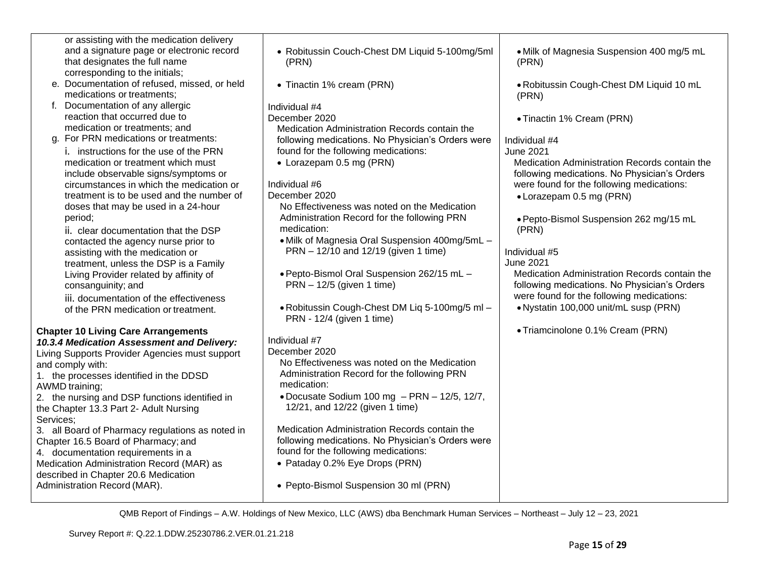| | | |
|---|---|---|
| or assisting with the medication delivery and a signature page or electronic record that designates the full name corresponding to the initials;<br>e. Documentation of refused, missed, or held medications or treatments;<br>f. Documentation of any allergic reaction that occurred due to medication or treatments; and<br>g. For PRN medications or treatments:<br>i. instructions for the use of the PRN medication or treatment which must include observable signs/symptoms or circumstances in which the medication or treatment is to be used and the number of doses that may be used in a 24-hour period;<br>ii. clear documentation that the DSP contacted the agency nurse prior to assisting with the medication or treatment, unless the DSP is a Family Living Provider related by affinity of consanguinity; and<br>iii. documentation of the effectiveness of the PRN medication or treatment.<br><br>**Chapter 10 Living Care Arrangements**<br>***10.3.4 Medication Assessment and Delivery:*** Living Supports Provider Agencies must support and comply with:<br>1. the processes identified in the DDSD AWMD training;<br>2. the nursing and DSP functions identified in the Chapter 13.3 Part 2- Adult Nursing Services;<br>3. all Board of Pharmacy regulations as noted in Chapter 16.5 Board of Pharmacy; and<br>4. documentation requirements in a Medication Administration Record (MAR) as described in Chapter 20.6 Medication Administration Record (MAR). | • Robitussin Couch-Chest DM Liquid 5-100mg/5ml (PRN)<br><br>• Tinactin 1% cream (PRN)<br><br>Individual #4<br>December 2020<br>Medication Administration Records contain the following medications. No Physician's Orders were found for the following medications:<br>• Lorazepam 0.5 mg (PRN)<br><br>Individual #6<br>December 2020<br>No Effectiveness was noted on the Medication Administration Record for the following PRN medication:<br>• Milk of Magnesia Oral Suspension 400mg/5mL – PRN – 12/10 and 12/19 (given 1 time)<br><br>• Pepto-Bismol Oral Suspension 262/15 mL – PRN – 12/5 (given 1 time)<br><br>• Robitussin Cough-Chest DM Liq 5-100mg/5 ml – PRN - 12/4 (given 1 time)<br><br>Individual #7<br>December 2020<br>No Effectiveness was noted on the Medication Administration Record for the following PRN medication:<br>• Docusate Sodium 100 mg – PRN – 12/5, 12/7, 12/21, and 12/22 (given 1 time)<br><br>Medication Administration Records contain the following medications. No Physician's Orders were found for the following medications:<br>• Pataday 0.2% Eye Drops (PRN)<br><br>• Pepto-Bismol Suspension 30 ml (PRN) | • Milk of Magnesia Suspension 400 mg/5 mL (PRN)<br><br>• Robitussin Cough-Chest DM Liquid 10 mL (PRN)<br><br>• Tinactin 1% Cream (PRN)<br><br>Individual #4<br>June 2021<br>Medication Administration Records contain the following medications. No Physician's Orders were found for the following medications:<br>• Lorazepam 0.5 mg (PRN)<br><br>• Pepto-Bismol Suspension 262 mg/15 mL (PRN)<br><br>Individual #5<br>June 2021<br>Medication Administration Records contain the following medications. No Physician's Orders were found for the following medications:<br>• Nystatin 100,000 unit/mL susp (PRN)<br><br>• Triamcinolone 0.1% Cream (PRN) |

QMB Report of Findings – A.W. Holdings of New Mexico, LLC (AWS) dba Benchmark Human Services – Northeast – July 12 – 23, 2021

Survey Report #: Q.22.1.DDW.25230786.2.VER.01.21.218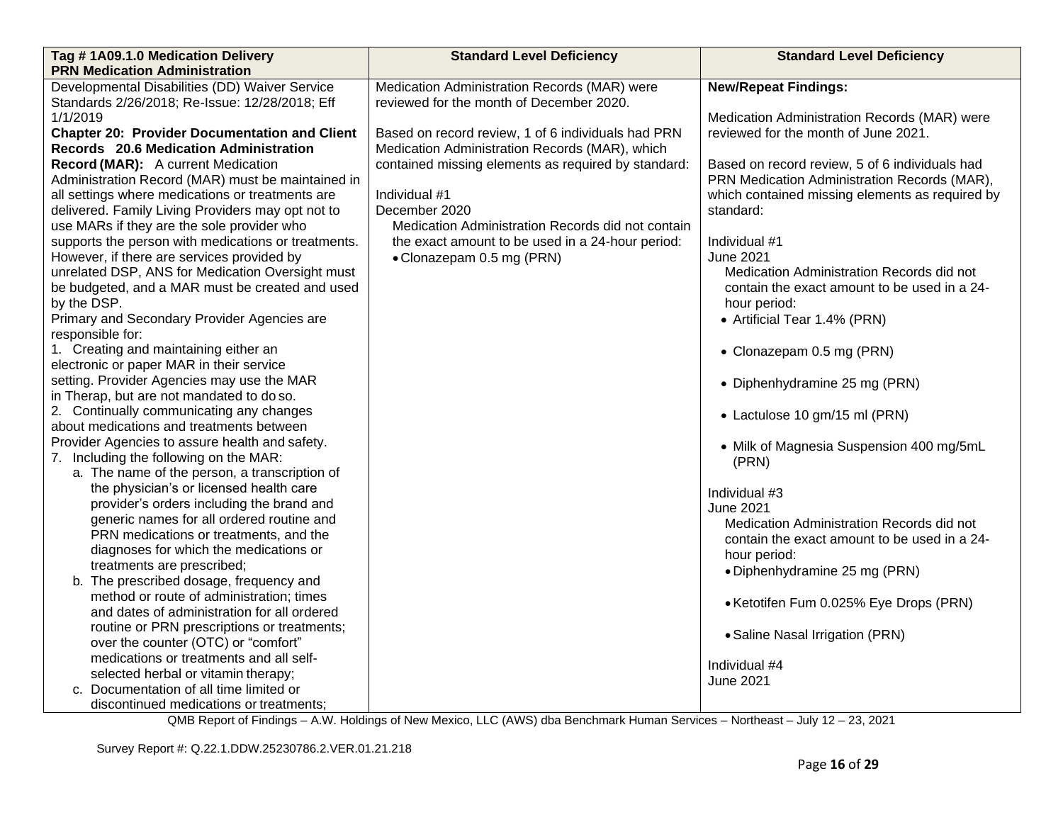| Tag # 1A09.1.0 Medication Delivery PRN Medication Administration | Standard Level Deficiency | Standard Level Deficiency |
|---|---|---|
| Developmental Disabilities (DD) Waiver Service Standards 2/26/2018; Re-Issue: 12/28/2018; Eff 1/1/2019<br>**Chapter 20: Provider Documentation and Client Records 20.6 Medication Administration Record (MAR):** A current Medication Administration Record (MAR) must be maintained in all settings where medications or treatments are delivered. Family Living Providers may opt not to use MARs if they are the sole provider who supports the person with medications or treatments. However, if there are services provided by unrelated DSP, ANS for Medication Oversight must be budgeted, and a MAR must be created and used by the DSP.<br>Primary and Secondary Provider Agencies are responsible for:<br>1. Creating and maintaining either an electronic or paper MAR in their service setting. Provider Agencies may use the MAR in Therap, but are not mandated to do so.<br>2. Continually communicating any changes about medications and treatments between Provider Agencies to assure health and safety.<br>7. Including the following on the MAR:<br>a. The name of the person, a transcription of the physician's or licensed health care provider's orders including the brand and generic names for all ordered routine and PRN medications or treatments, and the diagnoses for which the medications or treatments are prescribed;<br>b. The prescribed dosage, frequency and method or route of administration; times and dates of administration for all ordered routine or PRN prescriptions or treatments; over the counter (OTC) or "comfort" medications or treatments and all self-selected herbal or vitamin therapy;<br>c. Documentation of all time limited or discontinued medications or treatments; | Medication Administration Records (MAR) were reviewed for the month of December 2020.<br><br>Based on record review, 1 of 6 individuals had PRN Medication Administration Records (MAR), which contained missing elements as required by standard:<br><br>Individual #1<br>December 2020<br>Medication Administration Records did not contain the exact amount to be used in a 24-hour period:<br>• Clonazepam 0.5 mg (PRN) | **New/Repeat Findings:**<br><br>Medication Administration Records (MAR) were reviewed for the month of June 2021.<br><br>Based on record review, 5 of 6 individuals had PRN Medication Administration Records (MAR), which contained missing elements as required by standard:<br><br>Individual #1<br>June 2021<br>Medication Administration Records did not contain the exact amount to be used in a 24-hour period:<br>• Artificial Tear 1.4% (PRN)<br>• Clonazepam 0.5 mg (PRN)<br>• Diphenhydramine 25 mg (PRN)<br>• Lactulose 10 gm/15 ml (PRN)<br>• Milk of Magnesia Suspension 400 mg/5mL (PRN)<br><br>Individual #3<br>June 2021<br>Medication Administration Records did not contain the exact amount to be used in a 24-hour period:<br>• Diphenhydramine 25 mg (PRN)<br>• Ketotifen Fum 0.025% Eye Drops (PRN)<br>• Saline Nasal Irrigation (PRN)<br><br>Individual #4<br>June 2021 |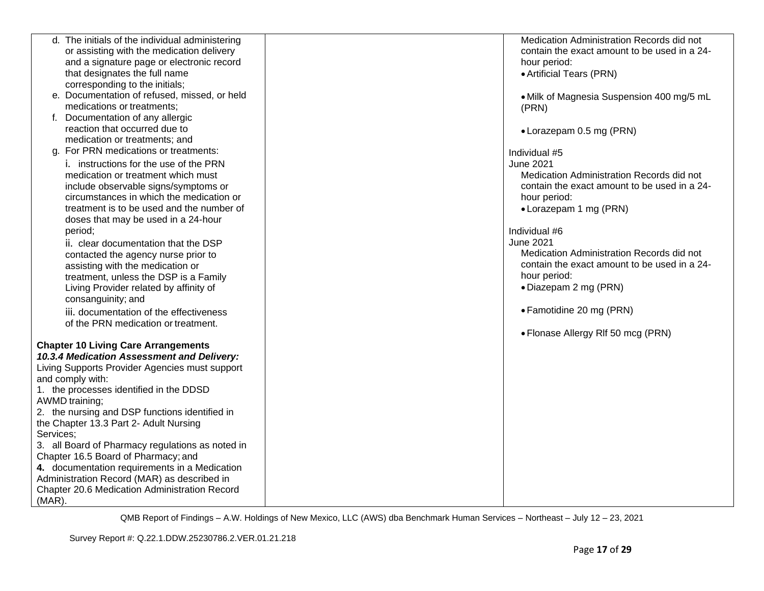| | | |
|---|---|---|
| d. The initials of the individual administering or assisting with the medication delivery and a signature page or electronic record that designates the full name corresponding to the initials;<br>e. Documentation of refused, missed, or held medications or treatments;<br>f. Documentation of any allergic reaction that occurred due to medication or treatments; and<br>g. For PRN medications or treatments:<br>i. instructions for the use of the PRN medication or treatment which must include observable signs/symptoms or circumstances in which the medication or treatment is to be used and the number of doses that may be used in a 24-hour period;<br>ii. clear documentation that the DSP contacted the agency nurse prior to assisting with the medication or treatment, unless the DSP is a Family Living Provider related by affinity of consanguinity; and<br>iii. documentation of the effectiveness of the PRN medication or treatment.<br><br>**Chapter 10 Living Care Arrangements**<br>***10.3.4 Medication Assessment and Delivery:*** Living Supports Provider Agencies must support and comply with:<br>1. the processes identified in the DDSD AWMD training;<br>2. the nursing and DSP functions identified in the Chapter 13.3 Part 2- Adult Nursing Services;<br>3. all Board of Pharmacy regulations as noted in Chapter 16.5 Board of Pharmacy; and<br>**4.** documentation requirements in a Medication Administration Record (MAR) as described in Chapter 20.6 Medication Administration Record (MAR). | | Medication Administration Records did not contain the exact amount to be used in a 24-hour period:<br>• Artificial Tears (PRN)<br><br>• Milk of Magnesia Suspension 400 mg/5 mL (PRN)<br><br>• Lorazepam 0.5 mg (PRN)<br><br>Individual #5<br>June 2021<br>Medication Administration Records did not contain the exact amount to be used in a 24-hour period:<br>• Lorazepam 1 mg (PRN)<br><br>Individual #6<br>June 2021<br>Medication Administration Records did not contain the exact amount to be used in a 24-hour period:<br>• Diazepam 2 mg (PRN)<br><br>• Famotidine 20 mg (PRN)<br><br>• Flonase Allergy Rlf 50 mcg (PRN) |

QMB Report of Findings – A.W. Holdings of New Mexico, LLC (AWS) dba Benchmark Human Services – Northeast – July 12 – 23, 2021

Survey Report #: Q.22.1.DDW.25230786.2.VER.01.21.218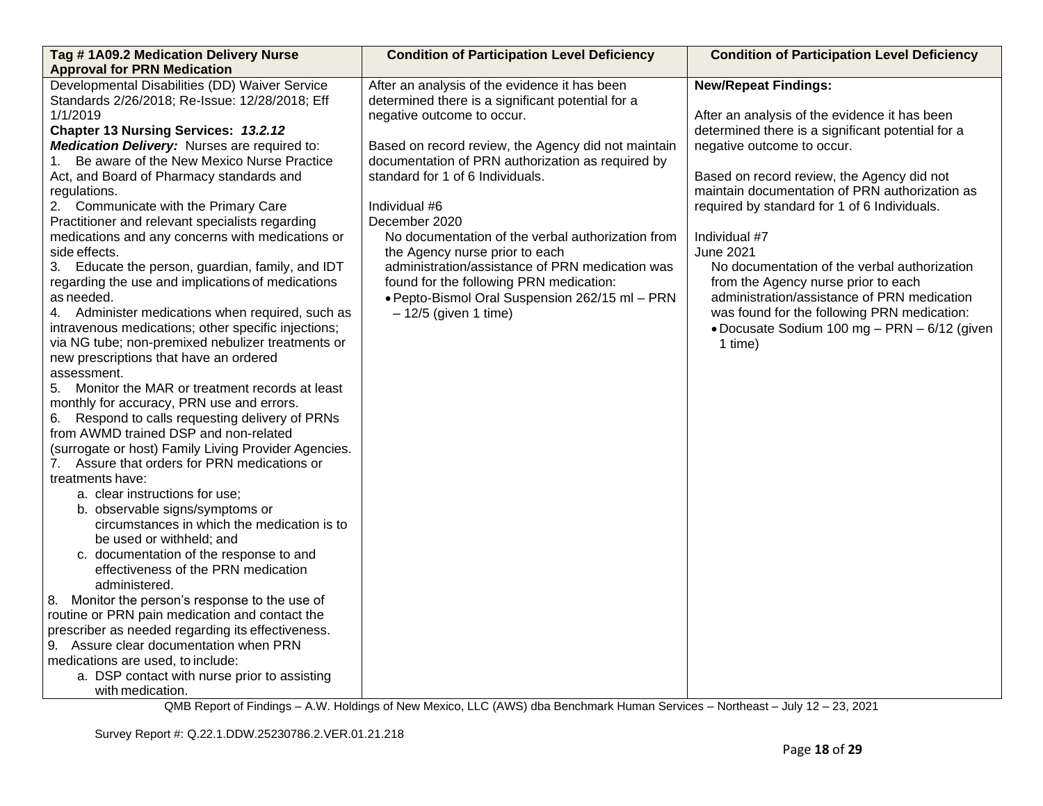| Tag # 1A09.2 Medication Delivery Nurse Approval for PRN Medication | Condition of Participation Level Deficiency | Condition of Participation Level Deficiency |
|---|---|---|
| Developmental Disabilities (DD) Waiver Service Standards 2/26/2018; Re-Issue: 12/28/2018; Eff 1/1/2019<br>**Chapter 13 Nursing Services:** ***13.2.12 Medication Delivery:*** Nurses are required to:<br>1. Be aware of the New Mexico Nurse Practice Act, and Board of Pharmacy standards and regulations.<br>2. Communicate with the Primary Care Practitioner and relevant specialists regarding medications and any concerns with medications or side effects.<br>3. Educate the person, guardian, family, and IDT regarding the use and implications of medications as needed.<br>4. Administer medications when required, such as intravenous medications; other specific injections; via NG tube; non-premixed nebulizer treatments or new prescriptions that have an ordered assessment.<br>5. Monitor the MAR or treatment records at least monthly for accuracy, PRN use and errors.<br>6. Respond to calls requesting delivery of PRNs from AWMD trained DSP and non-related (surrogate or host) Family Living Provider Agencies.<br>7. Assure that orders for PRN medications or treatments have:<br>a. clear instructions for use;<br>b. observable signs/symptoms or circumstances in which the medication is to be used or withheld; and<br>c. documentation of the response to and effectiveness of the PRN medication administered.<br>8. Monitor the person's response to the use of routine or PRN pain medication and contact the prescriber as needed regarding its effectiveness.<br>9. Assure clear documentation when PRN medications are used, to include:<br>a. DSP contact with nurse prior to assisting with medication. | After an analysis of the evidence it has been determined there is a significant potential for a negative outcome to occur.<br><br>Based on record review, the Agency did not maintain documentation of PRN authorization as required by standard for 1 of 6 Individuals.<br><br>Individual #6<br>December 2020<br>No documentation of the verbal authorization from the Agency nurse prior to each administration/assistance of PRN medication was found for the following PRN medication:<br>• Pepto-Bismol Oral Suspension 262/15 ml – PRN – 12/5 (given 1 time) | **New/Repeat Findings:**<br><br>After an analysis of the evidence it has been determined there is a significant potential for a negative outcome to occur.<br><br>Based on record review, the Agency did not maintain documentation of PRN authorization as required by standard for 1 of 6 Individuals.<br><br>Individual #7<br>June 2021<br>No documentation of the verbal authorization from the Agency nurse prior to each administration/assistance of PRN medication was found for the following PRN medication:<br>• Docusate Sodium 100 mg – PRN – 6/12 (given 1 time) |

QMB Report of Findings – A.W. Holdings of New Mexico, LLC (AWS) dba Benchmark Human Services – Northeast – July 12 – 23, 2021

Survey Report #: Q.22.1.DDW.25230786.2.VER.01.21.218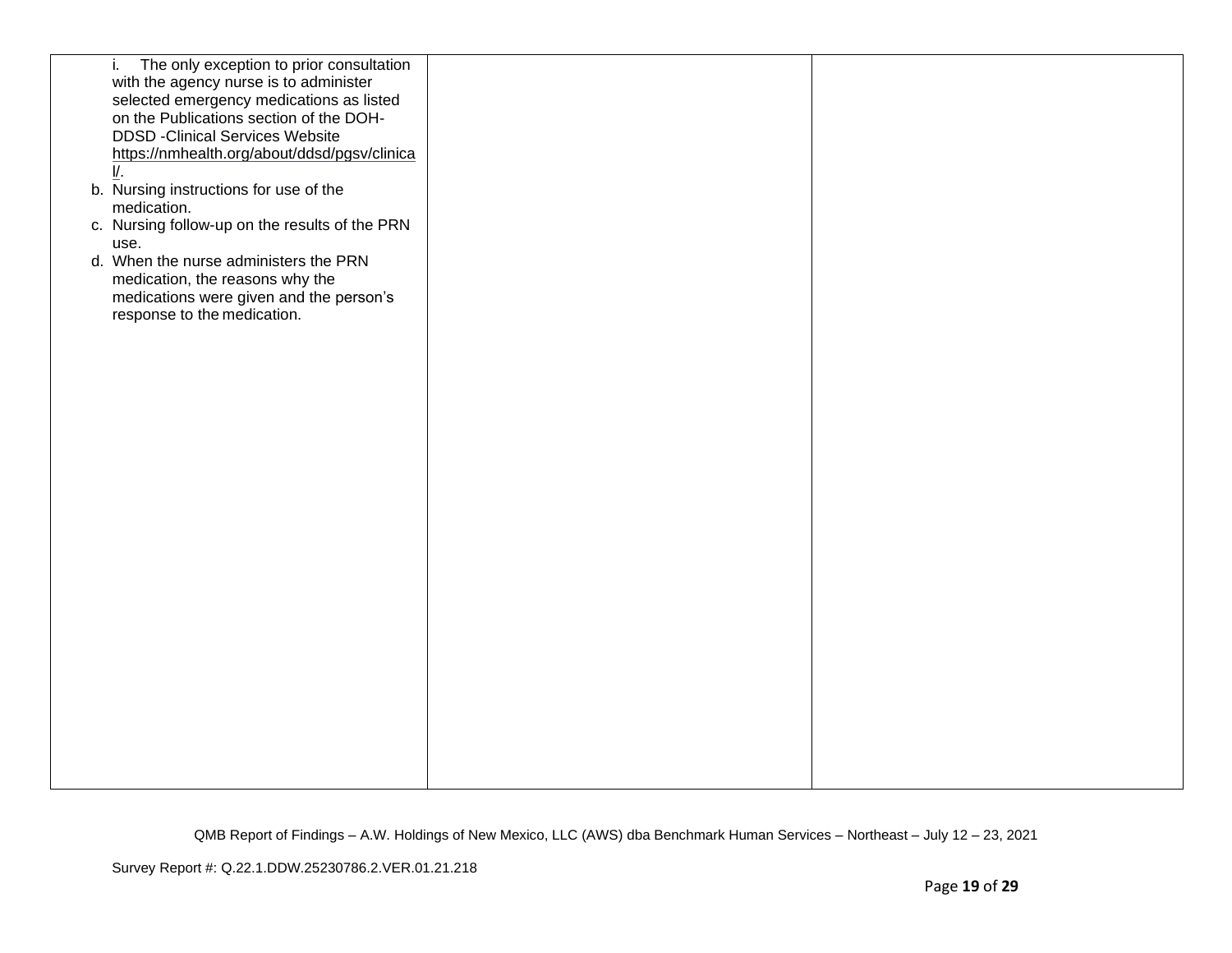| | | |
|---|---|---|
| i. The only exception to prior consultation with the agency nurse is to administer selected emergency medications as listed on the Publications section of the DOH-DDSD -Clinical Services Website https://nmhealth.org/about/ddsd/pgsv/clinical/.<br>b. Nursing instructions for use of the medication.<br>c. Nursing follow-up on the results of the PRN use.<br>d. When the nurse administers the PRN medication, the reasons why the medications were given and the person's response to the medication. | | |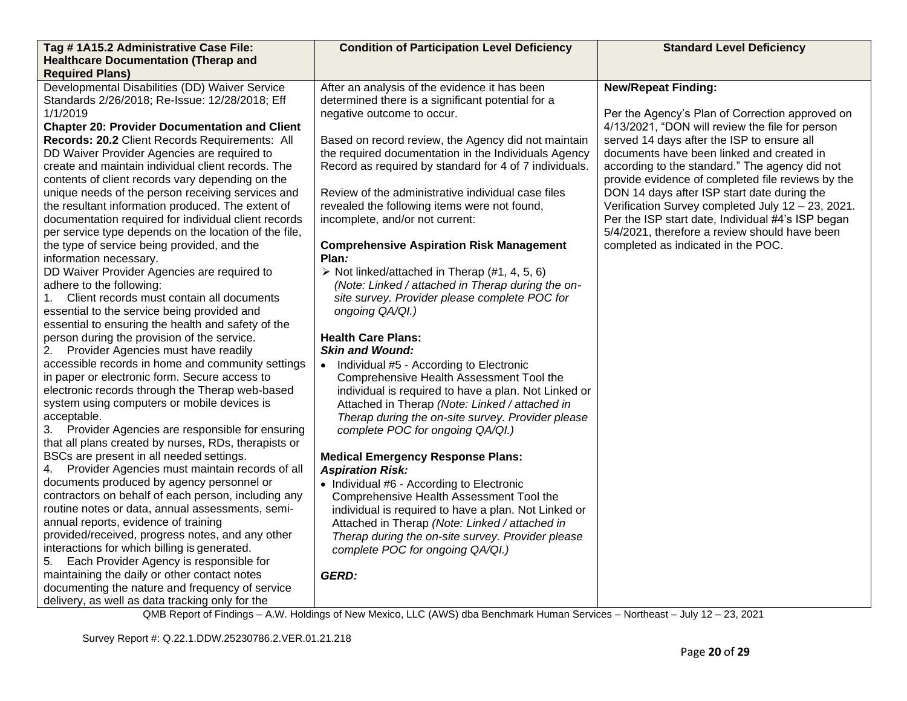| Tag # 1A15.2 Administrative Case File: Healthcare Documentation (Therap and Required Plans) | Condition of Participation Level Deficiency | Standard Level Deficiency |
|---|---|---|
| Developmental Disabilities (DD) Waiver Service Standards 2/26/2018; Re-Issue: 12/28/2018; Eff 1/1/2019<br>**Chapter 20: Provider Documentation and Client Records: 20.2** Client Records Requirements: All DD Waiver Provider Agencies are required to create and maintain individual client records. The contents of client records vary depending on the unique needs of the person receiving services and the resultant information produced. The extent of documentation required for individual client records per service type depends on the location of the file, the type of service being provided, and the information necessary.<br>DD Waiver Provider Agencies are required to adhere to the following:<br>1. Client records must contain all documents essential to the service being provided and essential to ensuring the health and safety of the person during the provision of the service.<br>2. Provider Agencies must have readily accessible records in home and community settings in paper or electronic form. Secure access to electronic records through the Therap web-based system using computers or mobile devices is acceptable.<br>3. Provider Agencies are responsible for ensuring that all plans created by nurses, RDs, therapists or BSCs are present in all needed settings.<br>4. Provider Agencies must maintain records of all documents produced by agency personnel or contractors on behalf of each person, including any routine notes or data, annual assessments, semi-annual reports, evidence of training provided/received, progress notes, and any other interactions for which billing is generated.<br>5. Each Provider Agency is responsible for maintaining the daily or other contact notes documenting the nature and frequency of service delivery, as well as data tracking only for the | After an analysis of the evidence it has been determined there is a significant potential for a negative outcome to occur.<br><br>Based on record review, the Agency did not maintain the required documentation in the Individuals Agency Record as required by standard for 4 of 7 individuals.<br><br>Review of the administrative individual case files revealed the following items were not found, incomplete, and/or not current:<br><br>**Comprehensive Aspiration Risk Management Plan*:***<br>➢ Not linked/attached in Therap (#1, 4, 5, 6) *(Note: Linked / attached in Therap during the on-site survey. Provider please complete POC for ongoing QA/QI.)*<br><br>**Health Care Plans:**<br>***Skin and Wound:***<br>• Individual #5 - According to Electronic Comprehensive Health Assessment Tool the individual is required to have a plan. Not Linked or Attached in Therap *(Note: Linked / attached in Therap during the on-site survey. Provider please complete POC for ongoing QA/QI.)*<br><br>**Medical Emergency Response Plans:**<br>***Aspiration Risk:***<br>• Individual #6 - According to Electronic Comprehensive Health Assessment Tool the individual is required to have a plan. Not Linked or Attached in Therap *(Note: Linked / attached in Therap during the on-site survey. Provider please complete POC for ongoing QA/QI.)*<br><br>***GERD:*** | **New/Repeat Finding:**<br><br>Per the Agency's Plan of Correction approved on 4/13/2021, "DON will review the file for person served 14 days after the ISP to ensure all documents have been linked and created in according to the standard." The agency did not provide evidence of completed file reviews by the DON 14 days after ISP start date during the Verification Survey completed July 12 – 23, 2021. Per the ISP start date, Individual #4's ISP began 5/4/2021, therefore a review should have been completed as indicated in the POC. |

QMB Report of Findings – A.W. Holdings of New Mexico, LLC (AWS) dba Benchmark Human Services – Northeast – July 12 – 23, 2021

Survey Report #: Q.22.1.DDW.25230786.2.VER.01.21.218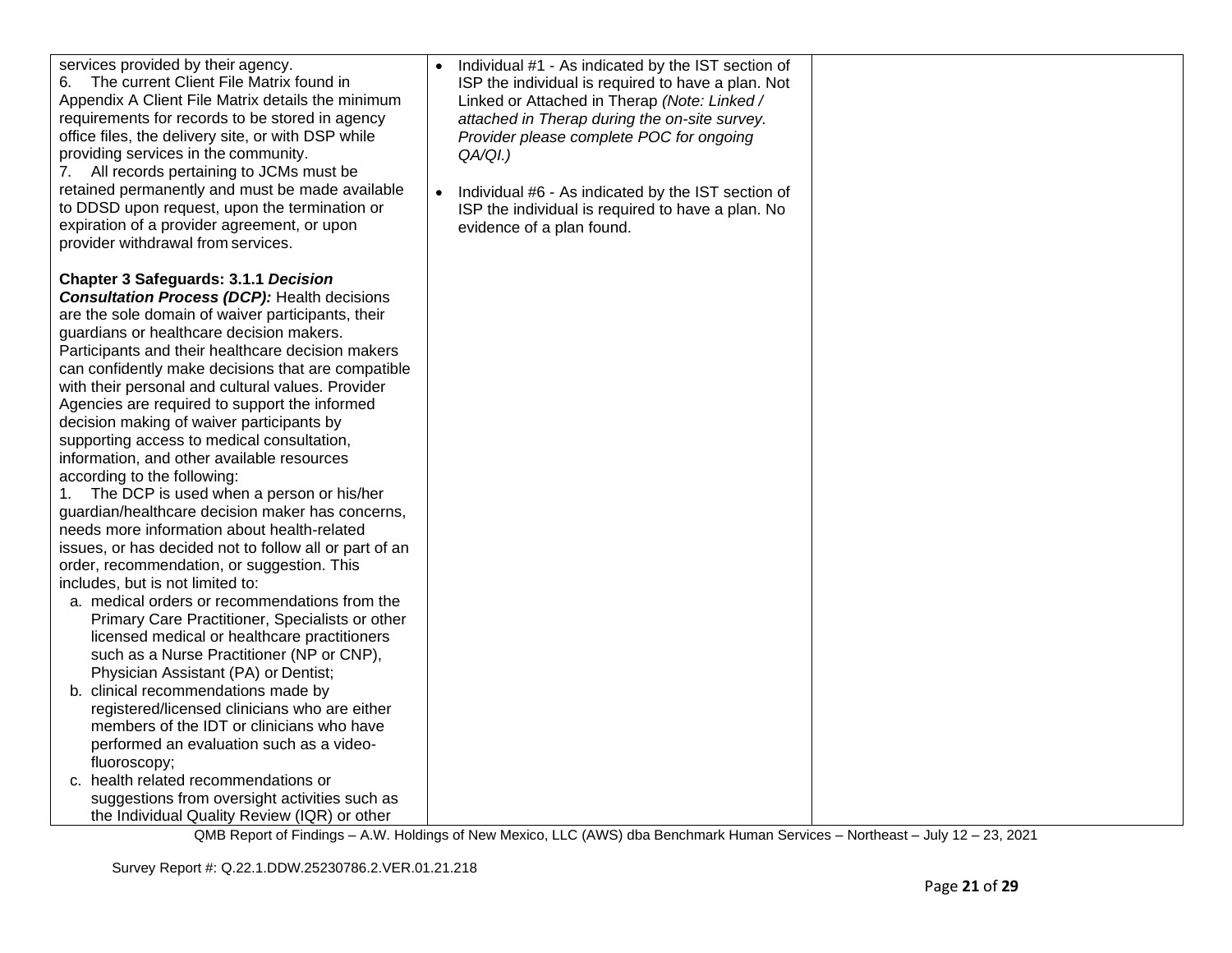| | | |
|---|---|---|
| services provided by their agency.<br>6. The current Client File Matrix found in Appendix A Client File Matrix details the minimum requirements for records to be stored in agency office files, the delivery site, or with DSP while providing services in the community.<br>7. All records pertaining to JCMs must be retained permanently and must be made available to DDSD upon request, upon the termination or expiration of a provider agreement, or upon provider withdrawal from services.<br><br>**Chapter 3 Safeguards: 3.1.1 *Decision Consultation Process (DCP):*** Health decisions are the sole domain of waiver participants, their guardians or healthcare decision makers. Participants and their healthcare decision makers can confidently make decisions that are compatible with their personal and cultural values. Provider Agencies are required to support the informed decision making of waiver participants by supporting access to medical consultation, information, and other available resources according to the following:<br>1. The DCP is used when a person or his/her guardian/healthcare decision maker has concerns, needs more information about health-related issues, or has decided not to follow all or part of an order, recommendation, or suggestion. This includes, but is not limited to:<br>a. medical orders or recommendations from the Primary Care Practitioner, Specialists or other licensed medical or healthcare practitioners such as a Nurse Practitioner (NP or CNP), Physician Assistant (PA) or Dentist;<br>b. clinical recommendations made by registered/licensed clinicians who are either members of the IDT or clinicians who have performed an evaluation such as a video-fluoroscopy;<br>c. health related recommendations or suggestions from oversight activities such as the Individual Quality Review (IQR) or other | • Individual #1 - As indicated by the IST section of ISP the individual is required to have a plan. Not Linked or Attached in Therap *(Note: Linked / attached in Therap during the on-site survey. Provider please complete POC for ongoing QA/QI.)*<br><br>• Individual #6 - As indicated by the IST section of ISP the individual is required to have a plan. No evidence of a plan found. | |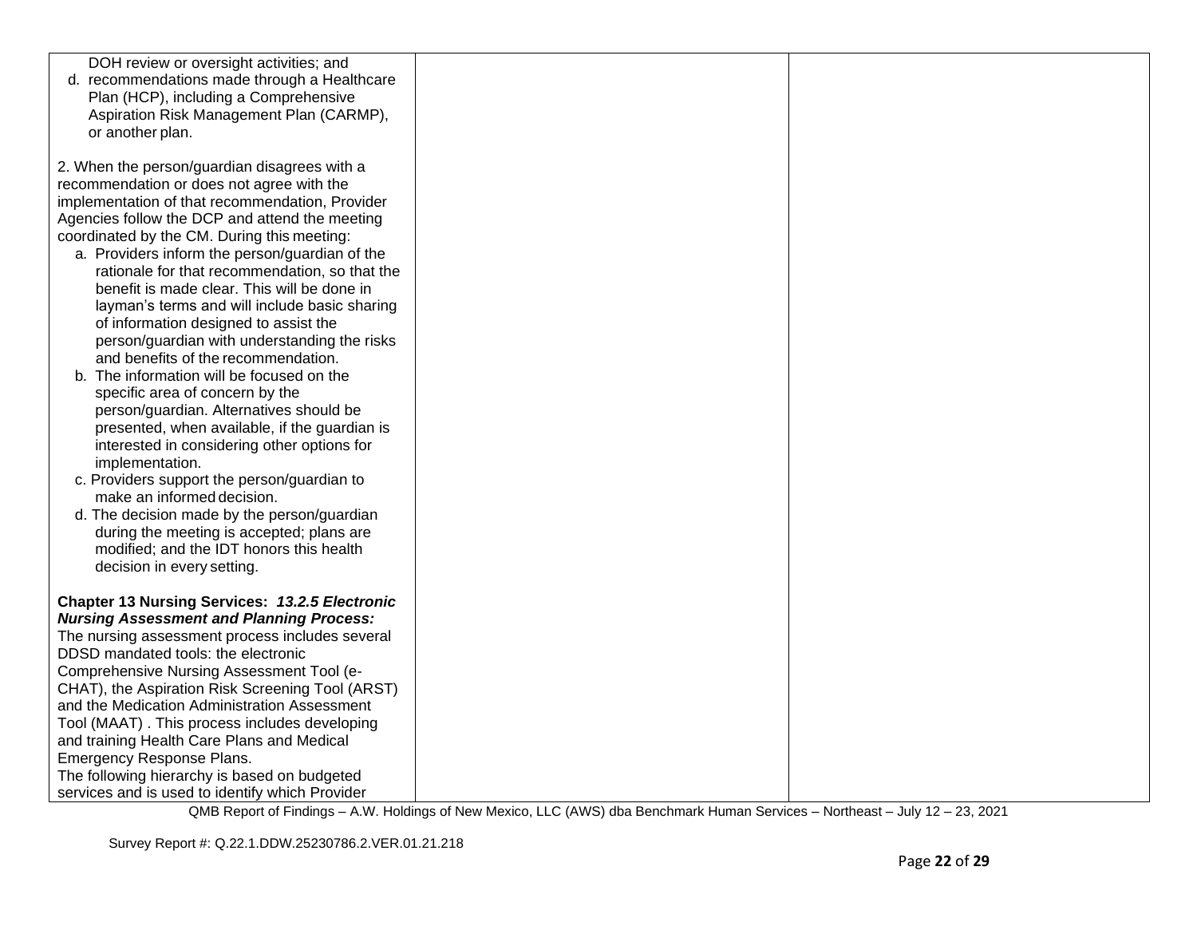| | | |
|---|---|---|
| DOH review or oversight activities; and<br>d. recommendations made through a Healthcare Plan (HCP), including a Comprehensive Aspiration Risk Management Plan (CARMP), or another plan.<br><br>2. When the person/guardian disagrees with a recommendation or does not agree with the implementation of that recommendation, Provider Agencies follow the DCP and attend the meeting coordinated by the CM. During this meeting:<br>a. Providers inform the person/guardian of the rationale for that recommendation, so that the benefit is made clear. This will be done in layman's terms and will include basic sharing of information designed to assist the person/guardian with understanding the risks and benefits of the recommendation.<br>b. The information will be focused on the specific area of concern by the person/guardian. Alternatives should be presented, when available, if the guardian is interested in considering other options for implementation.<br>c. Providers support the person/guardian to make an informed decision.<br>d. The decision made by the person/guardian during the meeting is accepted; plans are modified; and the IDT honors this health decision in every setting.<br><br>**Chapter 13 Nursing Services:** ***13.2.5 Electronic Nursing Assessment and Planning Process:*** The nursing assessment process includes several DDSD mandated tools: the electronic Comprehensive Nursing Assessment Tool (e-CHAT), the Aspiration Risk Screening Tool (ARST) and the Medication Administration Assessment Tool (MAAT) . This process includes developing and training Health Care Plans and Medical Emergency Response Plans.<br>The following hierarchy is based on budgeted services and is used to identify which Provider | | |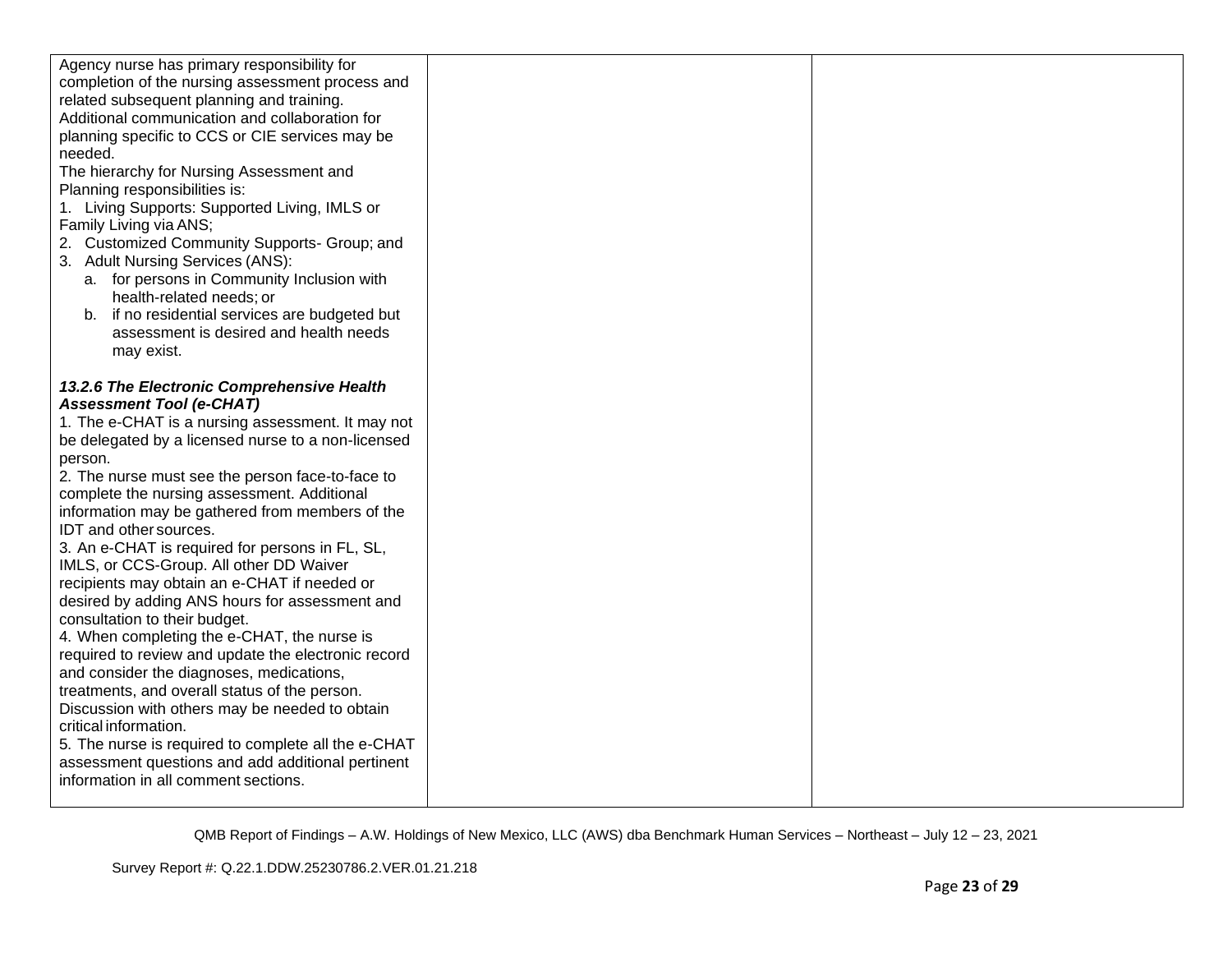| | | |
|---|---|---|
| Agency nurse has primary responsibility for completion of the nursing assessment process and related subsequent planning and training. Additional communication and collaboration for planning specific to CCS or CIE services may be needed.<br>The hierarchy for Nursing Assessment and Planning responsibilities is:<br>1. Living Supports: Supported Living, IMLS or Family Living via ANS;<br>2. Customized Community Supports- Group; and<br>3. Adult Nursing Services (ANS):<br>a. for persons in Community Inclusion with health-related needs; or<br>b. if no residential services are budgeted but assessment is desired and health needs may exist.<br><br>***13.2.6 The Electronic Comprehensive Health Assessment Tool (e-CHAT)***<br>1. The e-CHAT is a nursing assessment. It may not be delegated by a licensed nurse to a non-licensed person.<br>2. The nurse must see the person face-to-face to complete the nursing assessment. Additional information may be gathered from members of the IDT and other sources.<br>3. An e-CHAT is required for persons in FL, SL, IMLS, or CCS-Group. All other DD Waiver recipients may obtain an e-CHAT if needed or desired by adding ANS hours for assessment and consultation to their budget.<br>4. When completing the e-CHAT, the nurse is required to review and update the electronic record and consider the diagnoses, medications, treatments, and overall status of the person. Discussion with others may be needed to obtain critical information.<br>5. The nurse is required to complete all the e-CHAT assessment questions and add additional pertinent information in all comment sections. | | |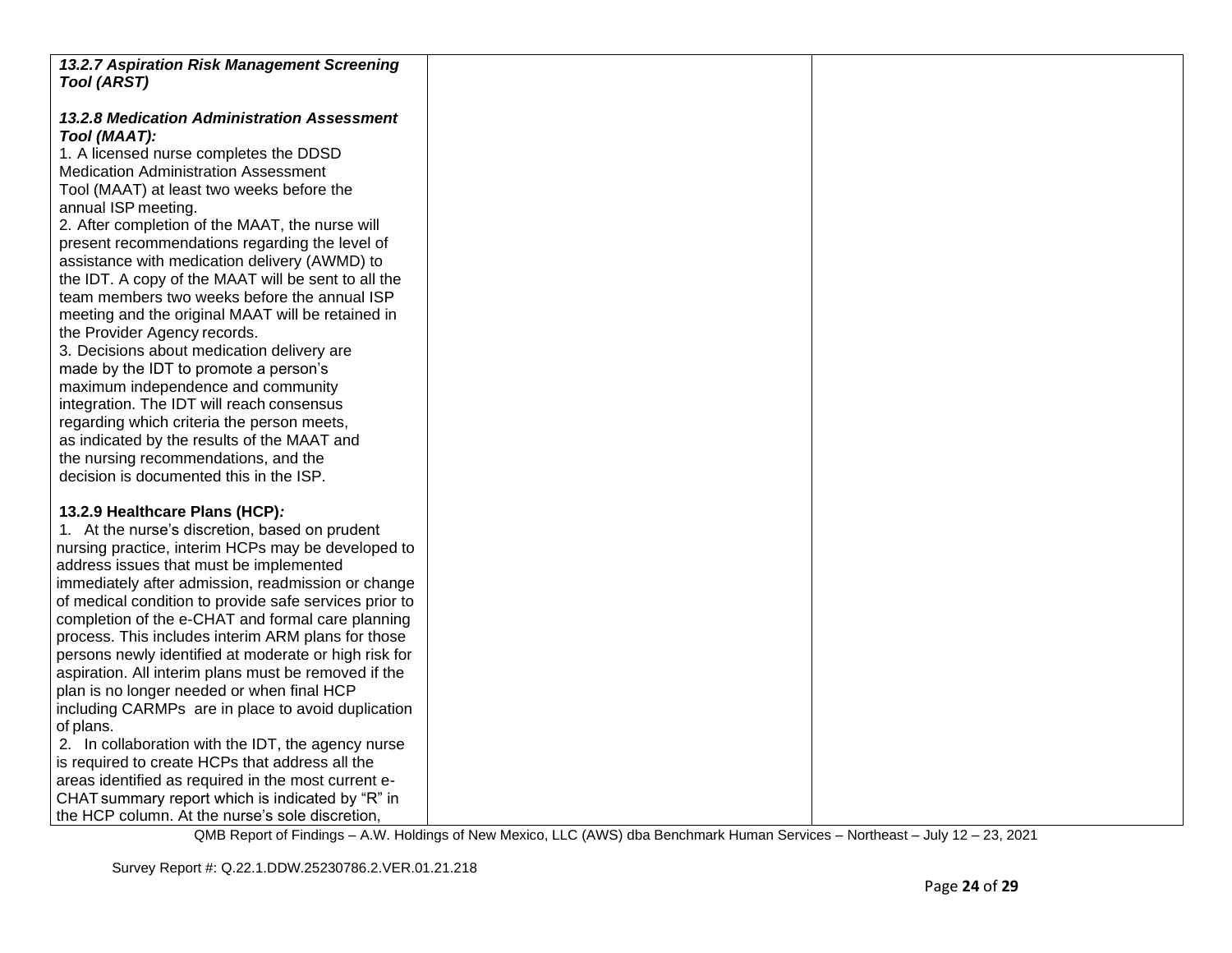| | | |
|---|---|---|
| ***13.2.7 Aspiration Risk Management Screening Tool (ARST)***<br><br>***13.2.8 Medication Administration Assessment Tool (MAAT):***<br>1. A licensed nurse completes the DDSD Medication Administration Assessment Tool (MAAT) at least two weeks before the annual ISP meeting.<br>2. After completion of the MAAT, the nurse will present recommendations regarding the level of assistance with medication delivery (AWMD) to the IDT. A copy of the MAAT will be sent to all the team members two weeks before the annual ISP meeting and the original MAAT will be retained in the Provider Agency records.<br>3. Decisions about medication delivery are made by the IDT to promote a person's maximum independence and community integration. The IDT will reach consensus regarding which criteria the person meets, as indicated by the results of the MAAT and the nursing recommendations, and the decision is documented this in the ISP.<br><br>**13.2.9 Healthcare Plans (HCP)*:***<br>1. At the nurse's discretion, based on prudent nursing practice, interim HCPs may be developed to address issues that must be implemented immediately after admission, readmission or change of medical condition to provide safe services prior to completion of the e-CHAT and formal care planning process. This includes interim ARM plans for those persons newly identified at moderate or high risk for aspiration. All interim plans must be removed if the plan is no longer needed or when final HCP including CARMPs are in place to avoid duplication of plans.<br>2. In collaboration with the IDT, the agency nurse is required to create HCPs that address all the areas identified as required in the most current e-CHAT summary report which is indicated by "R" in the HCP column. At the nurse's sole discretion, | | |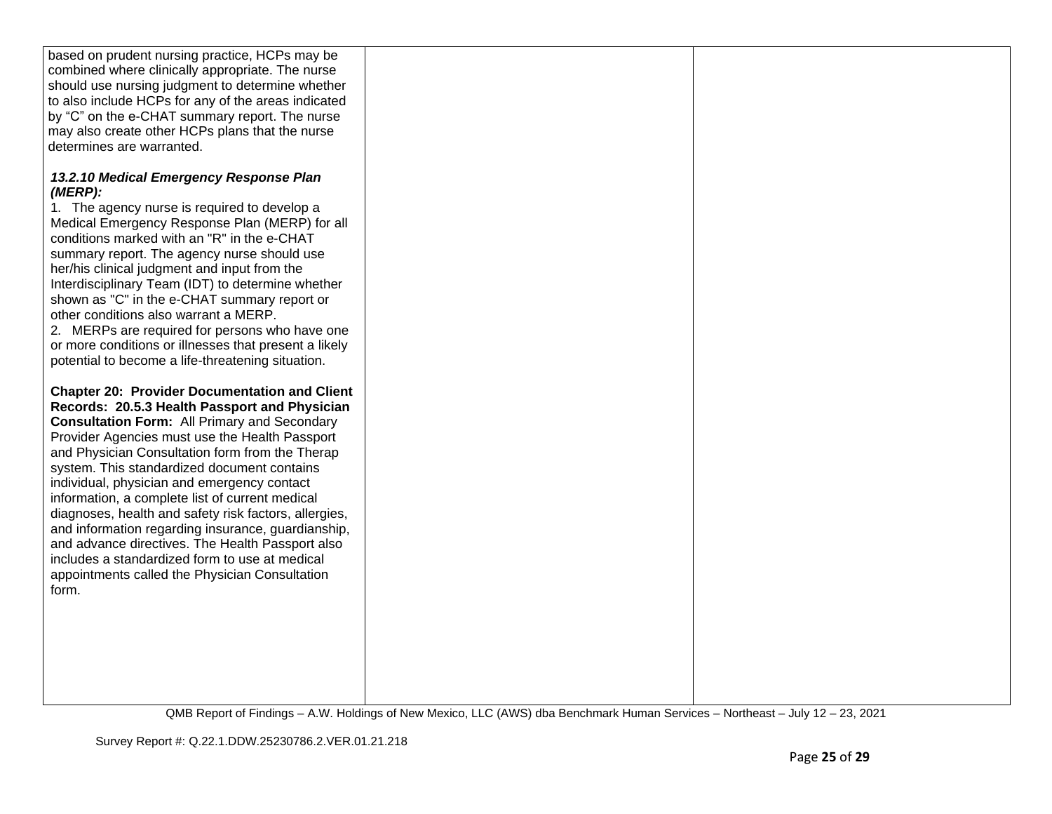| | | |
|---|---|---|
| based on prudent nursing practice, HCPs may be combined where clinically appropriate. The nurse should use nursing judgment to determine whether to also include HCPs for any of the areas indicated by "C" on the e-CHAT summary report. The nurse may also create other HCPs plans that the nurse determines are warranted.<br><br>***13.2.10 Medical Emergency Response Plan (MERP):***<br>1. The agency nurse is required to develop a Medical Emergency Response Plan (MERP) for all conditions marked with an "R" in the e-CHAT summary report. The agency nurse should use her/his clinical judgment and input from the Interdisciplinary Team (IDT) to determine whether shown as "C" in the e-CHAT summary report or other conditions also warrant a MERP.<br>2. MERPs are required for persons who have one or more conditions or illnesses that present a likely potential to become a life-threatening situation.<br><br>**Chapter 20: Provider Documentation and Client Records: 20.5.3 Health Passport and Physician Consultation Form:** All Primary and Secondary Provider Agencies must use the Health Passport and Physician Consultation form from the Therap system. This standardized document contains individual, physician and emergency contact information, a complete list of current medical diagnoses, health and safety risk factors, allergies, and information regarding insurance, guardianship, and advance directives. The Health Passport also includes a standardized form to use at medical appointments called the Physician Consultation form. | | |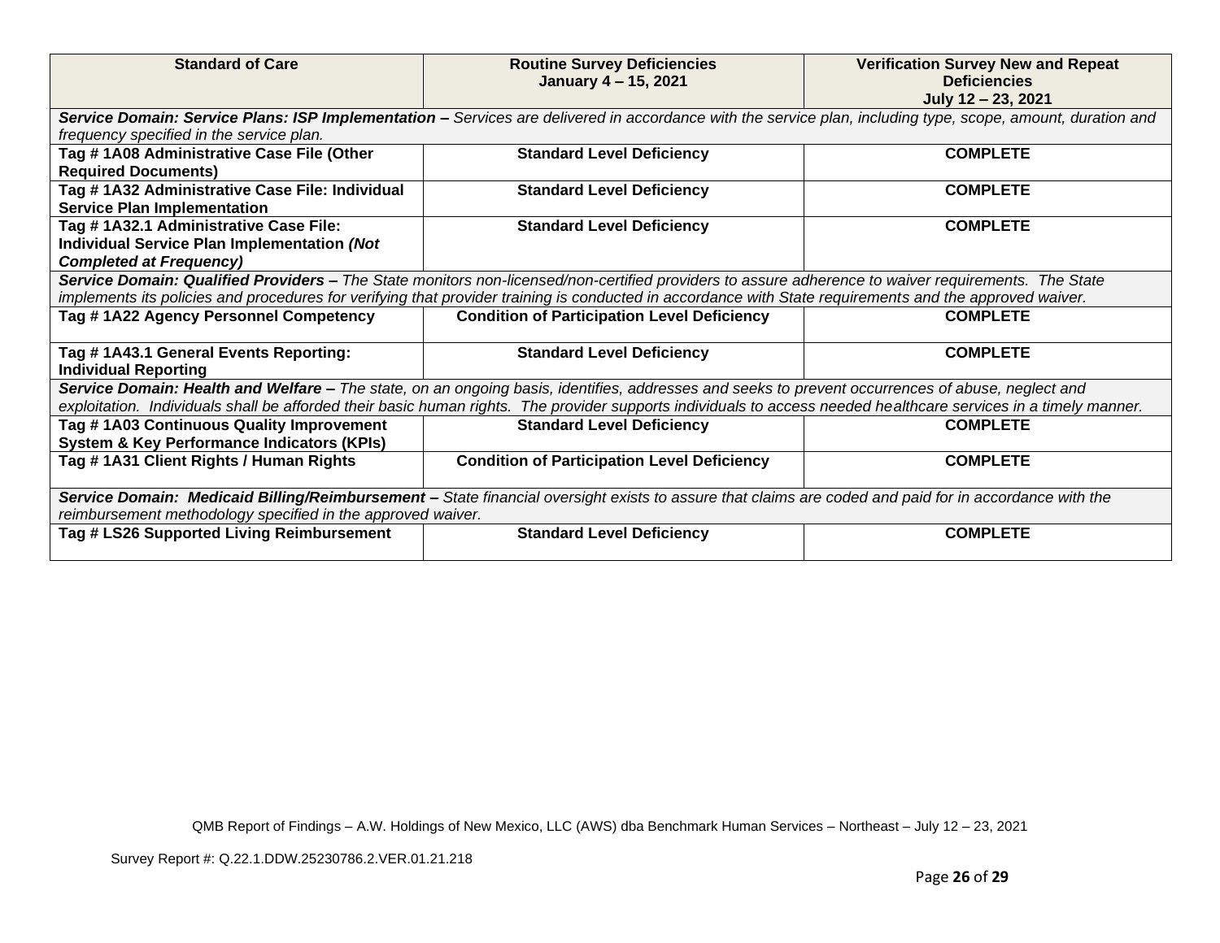| Standard of Care | Routine Survey Deficiencies January 4 – 15, 2021 | Verification Survey New and Repeat Deficiencies July 12 – 23, 2021 |
|---|---|---|
| ***Service Domain: Service Plans: ISP Implementation –*** *Services are delivered in accordance with the service plan, including type, scope, amount, duration and frequency specified in the service plan.* | | |
| **Tag # 1A08 Administrative Case File (Other Required Documents)** | **Standard Level Deficiency** | **COMPLETE** |
| **Tag # 1A32 Administrative Case File: Individual Service Plan Implementation** | **Standard Level Deficiency** | **COMPLETE** |
| **Tag # 1A32.1 Administrative Case File: Individual Service Plan Implementation *(Not Completed at Frequency)*** | **Standard Level Deficiency** | **COMPLETE** |
| ***Service Domain: Qualified Providers –*** *The State monitors non-licensed/non-certified providers to assure adherence to waiver requirements. The State implements its policies and procedures for verifying that provider training is conducted in accordance with State requirements and the approved waiver.* | | |
| **Tag # 1A22 Agency Personnel Competency** | **Condition of Participation Level Deficiency** | **COMPLETE** |
| **Tag # 1A43.1 General Events Reporting: Individual Reporting** | **Standard Level Deficiency** | **COMPLETE** |
| ***Service Domain: Health and Welfare –*** *The state, on an ongoing basis, identifies, addresses and seeks to prevent occurrences of abuse, neglect and exploitation. Individuals shall be afforded their basic human rights. The provider supports individuals to access needed healthcare services in a timely manner.* | | |
| **Tag # 1A03 Continuous Quality Improvement System & Key Performance Indicators (KPIs)** | **Standard Level Deficiency** | **COMPLETE** |
| **Tag # 1A31 Client Rights / Human Rights** | **Condition of Participation Level Deficiency** | **COMPLETE** |
| ***Service Domain: Medicaid Billing/Reimbursement –*** *State financial oversight exists to assure that claims are coded and paid for in accordance with the reimbursement methodology specified in the approved waiver.* | | |
| **Tag # LS26 Supported Living Reimbursement** | **Standard Level Deficiency** | **COMPLETE** |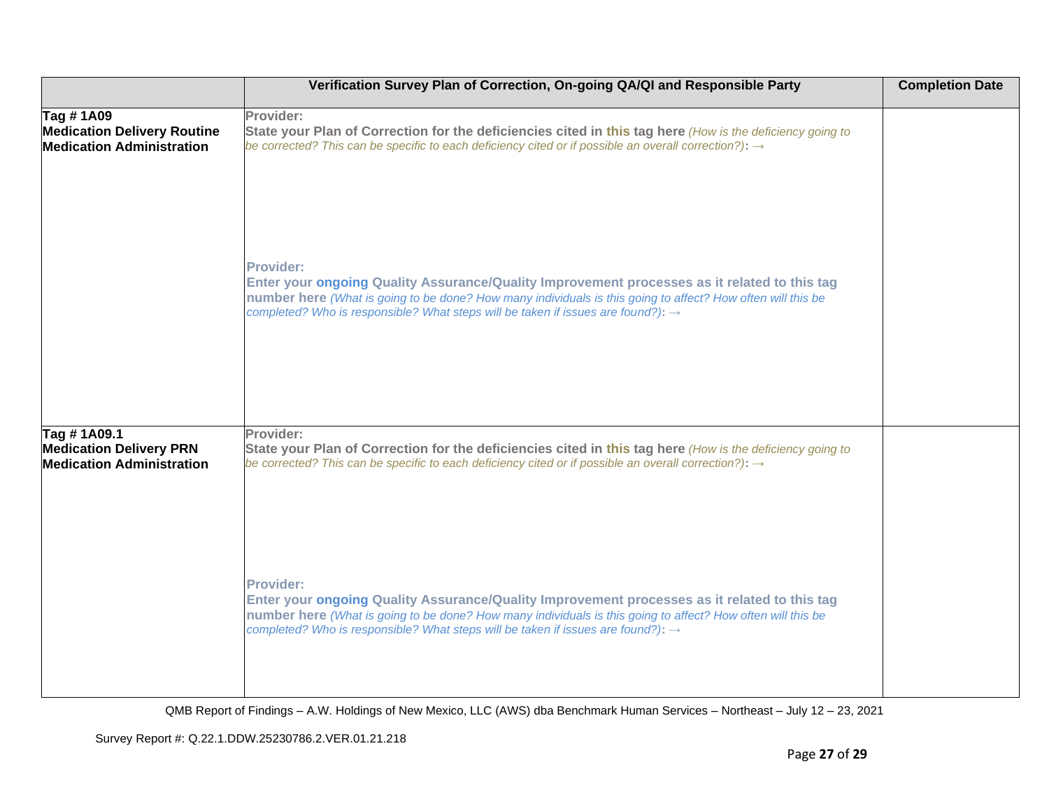| | Verification Survey Plan of Correction, On-going QA/QI and Responsible Party | Completion Date |
|---|---|---|
| **Tag # 1A09**<br>**Medication Delivery Routine Medication Administration** | **Provider:**<br>**State your Plan of Correction for the deficiencies cited in this tag here** *(How is the deficiency going to be corrected? This can be specific to each deficiency cited or if possible an overall correction?)*: →<br><br>**Provider:**<br>**Enter your ongoing Quality Assurance/Quality Improvement processes as it related to this tag number here** *(What is going to be done? How many individuals is this going to affect? How often will this be completed? Who is responsible? What steps will be taken if issues are found?)*: → | |
| **Tag # 1A09.1**<br>**Medication Delivery PRN Medication Administration** | **Provider:**<br>**State your Plan of Correction for the deficiencies cited in this tag here** *(How is the deficiency going to be corrected? This can be specific to each deficiency cited or if possible an overall correction?)*: →<br><br>**Provider:**<br>**Enter your ongoing Quality Assurance/Quality Improvement processes as it related to this tag number here** *(What is going to be done? How many individuals is this going to affect? How often will this be completed? Who is responsible? What steps will be taken if issues are found?)*: → | |

QMB Report of Findings – A.W. Holdings of New Mexico, LLC (AWS) dba Benchmark Human Services – Northeast – July 12 – 23, 2021

Survey Report #: Q.22.1.DDW.25230786.2.VER.01.21.218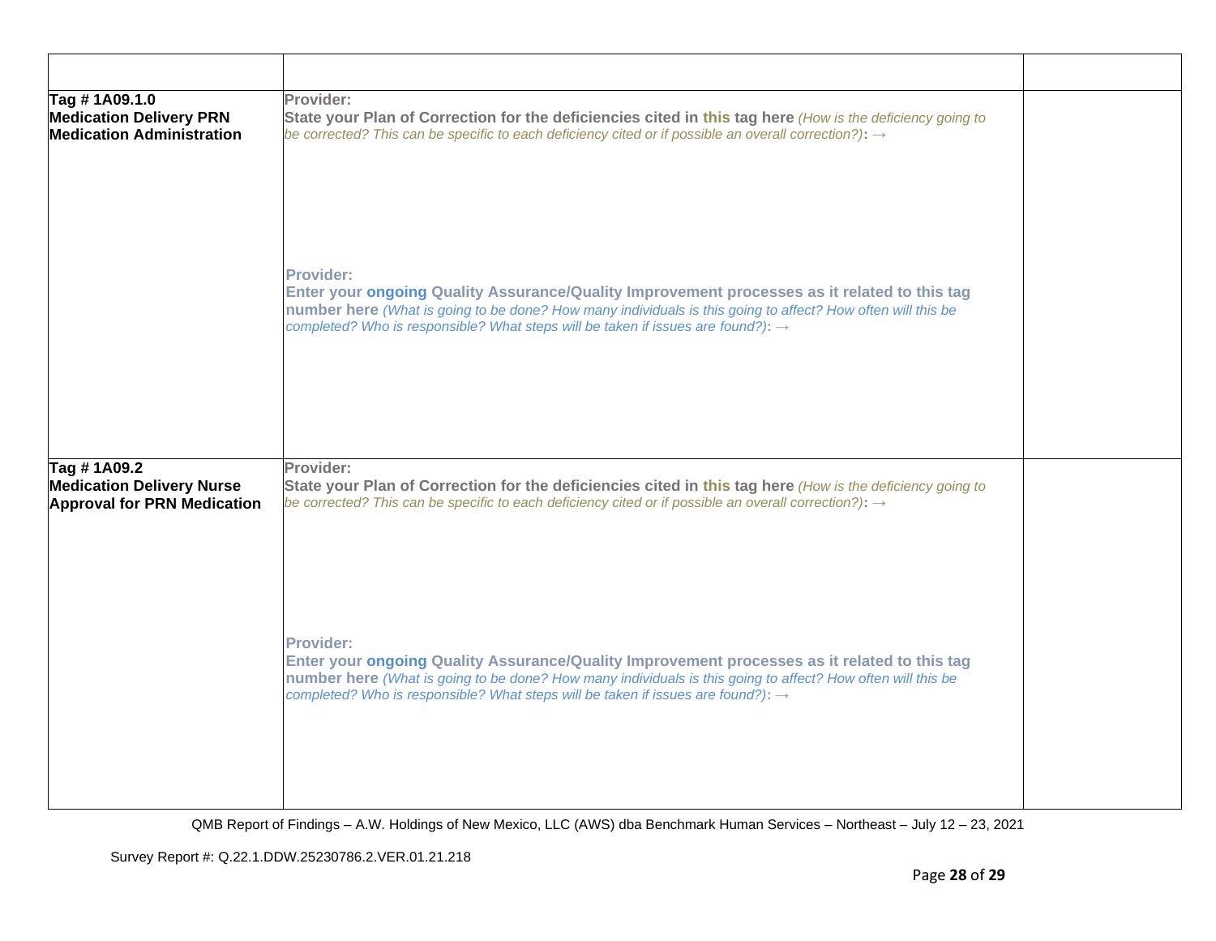| | | |
|---|---|---|
| **Tag # 1A09.1.0 Medication Delivery PRN Medication Administration** | **Provider:** **State your Plan of Correction for the deficiencies cited in this tag here** *(How is the deficiency going to be corrected? This can be specific to each deficiency cited or if possible an overall correction?)*: → <br><br> **Provider:** **Enter your ongoing Quality Assurance/Quality Improvement processes as it related to this tag number here** *(What is going to be done? How many individuals is this going to affect? How often will this be completed? Who is responsible? What steps will be taken if issues are found?)*: → | |
| **Tag # 1A09.2 Medication Delivery Nurse Approval for PRN Medication** | **Provider:** **State your Plan of Correction for the deficiencies cited in this tag here** *(How is the deficiency going to be corrected? This can be specific to each deficiency cited or if possible an overall correction?)*: → <br><br> **Provider:** **Enter your ongoing Quality Assurance/Quality Improvement processes as it related to this tag number here** *(What is going to be done? How many individuals is this going to affect? How often will this be completed? Who is responsible? What steps will be taken if issues are found?)*: → | |

QMB Report of Findings – A.W. Holdings of New Mexico, LLC (AWS) dba Benchmark Human Services – Northeast – July 12 – 23, 2021

Survey Report #: Q.22.1.DDW.25230786.2.VER.01.21.218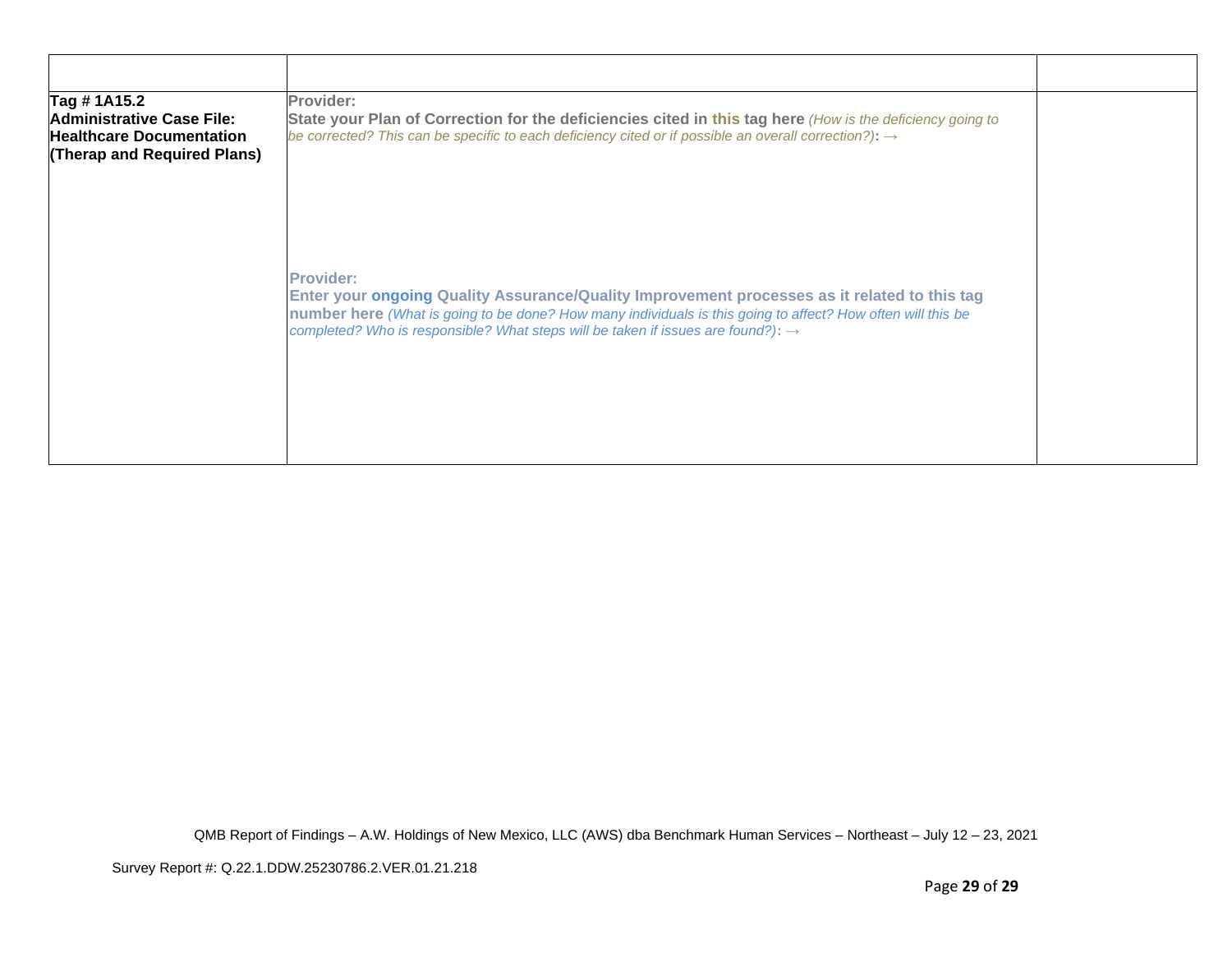| | | |
|---|---|---|
| **Tag # 1A15.2 Administrative Case File: Healthcare Documentation (Therap and Required Plans)** | **Provider:**<br>**State your Plan of Correction for the deficiencies cited in this tag here** *(How is the deficiency going to be corrected? This can be specific to each deficiency cited or if possible an overall correction?)*: →<br><br><br><br>**Provider:**<br>**Enter your ongoing Quality Assurance/Quality Improvement processes as it related to this tag number here** *(What is going to be done? How many individuals is this going to affect? How often will this be completed? Who is responsible? What steps will be taken if issues are found?)*: → | |

QMB Report of Findings – A.W. Holdings of New Mexico, LLC (AWS) dba Benchmark Human Services – Northeast – July 12 – 23, 2021

Survey Report #: Q.22.1.DDW.25230786.2.VER.01.21.218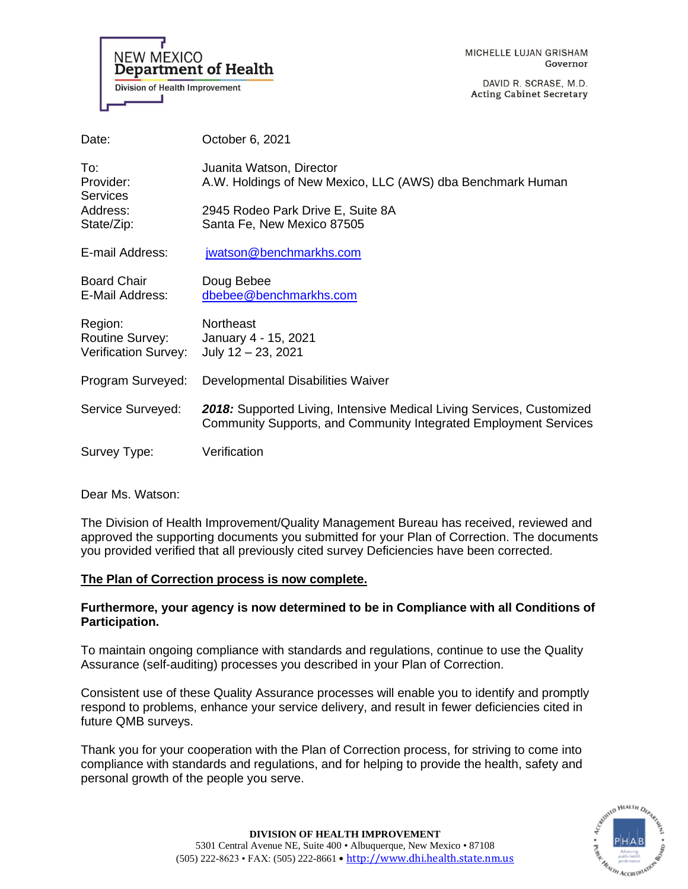NEW MEXICO
**Department of Health**
Division of Health Improvement

MICHELLE LUJAN GRISHAM
Governor

DAVID R. SCRASE, M.D.
Acting Cabinet Secretary

| | |
|---|---|
| Date: | October 6, 2021 |
| To: | Juanita Watson, Director |
| Provider: | A.W. Holdings of New Mexico, LLC (AWS) dba Benchmark Human Services |
| Address: | 2945 Rodeo Park Drive E, Suite 8A |
| State/Zip: | Santa Fe, New Mexico 87505 |
| E-mail Address: | jwatson@benchmarkhs.com |
| Board Chair | Doug Bebee |
| E-Mail Address: | dbebee@benchmarkhs.com |
| Region: | Northeast |
| Routine Survey: | January 4 - 15, 2021 |
| Verification Survey: | July 12 – 23, 2021 |
| Program Surveyed: | Developmental Disabilities Waiver |
| Service Surveyed: | ***2018:*** Supported Living, Intensive Medical Living Services, Customized Community Supports, and Community Integrated Employment Services |
| Survey Type: | Verification |

Dear Ms. Watson:

The Division of Health Improvement/Quality Management Bureau has received, reviewed and approved the supporting documents you submitted for your Plan of Correction. The documents you provided verified that all previously cited survey Deficiencies have been corrected.

**The Plan of Correction process is now complete.**

**Furthermore, your agency is now determined to be in Compliance with all Conditions of Participation.**

To maintain ongoing compliance with standards and regulations, continue to use the Quality Assurance (self-auditing) processes you described in your Plan of Correction.

Consistent use of these Quality Assurance processes will enable you to identify and promptly respond to problems, enhance your service delivery, and result in fewer deficiencies cited in future QMB surveys.

Thank you for your cooperation with the Plan of Correction process, for striving to come into compliance with standards and regulations, and for helping to provide the health, safety and personal growth of the people you serve.

**DIVISION OF HEALTH IMPROVEMENT**
5301 Central Avenue NE, Suite 400 • Albuquerque, New Mexico • 87108
(505) 222-8623 • FAX: (505) 222-8661 • http://www.dhi.health.state.nm.us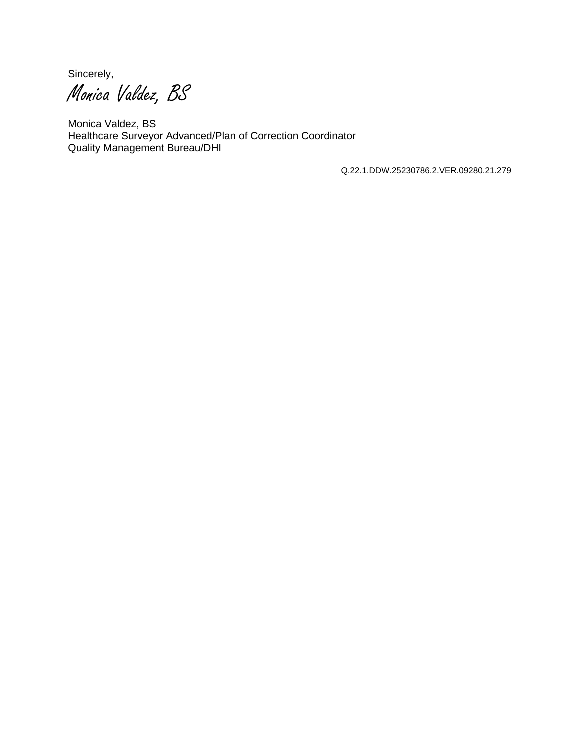Sincerely,

*Monica Valdez, BS*

Monica Valdez, BS
Healthcare Surveyor Advanced/Plan of Correction Coordinator
Quality Management Bureau/DHI

Q.22.1.DDW.25230786.2.VER.09280.21.279